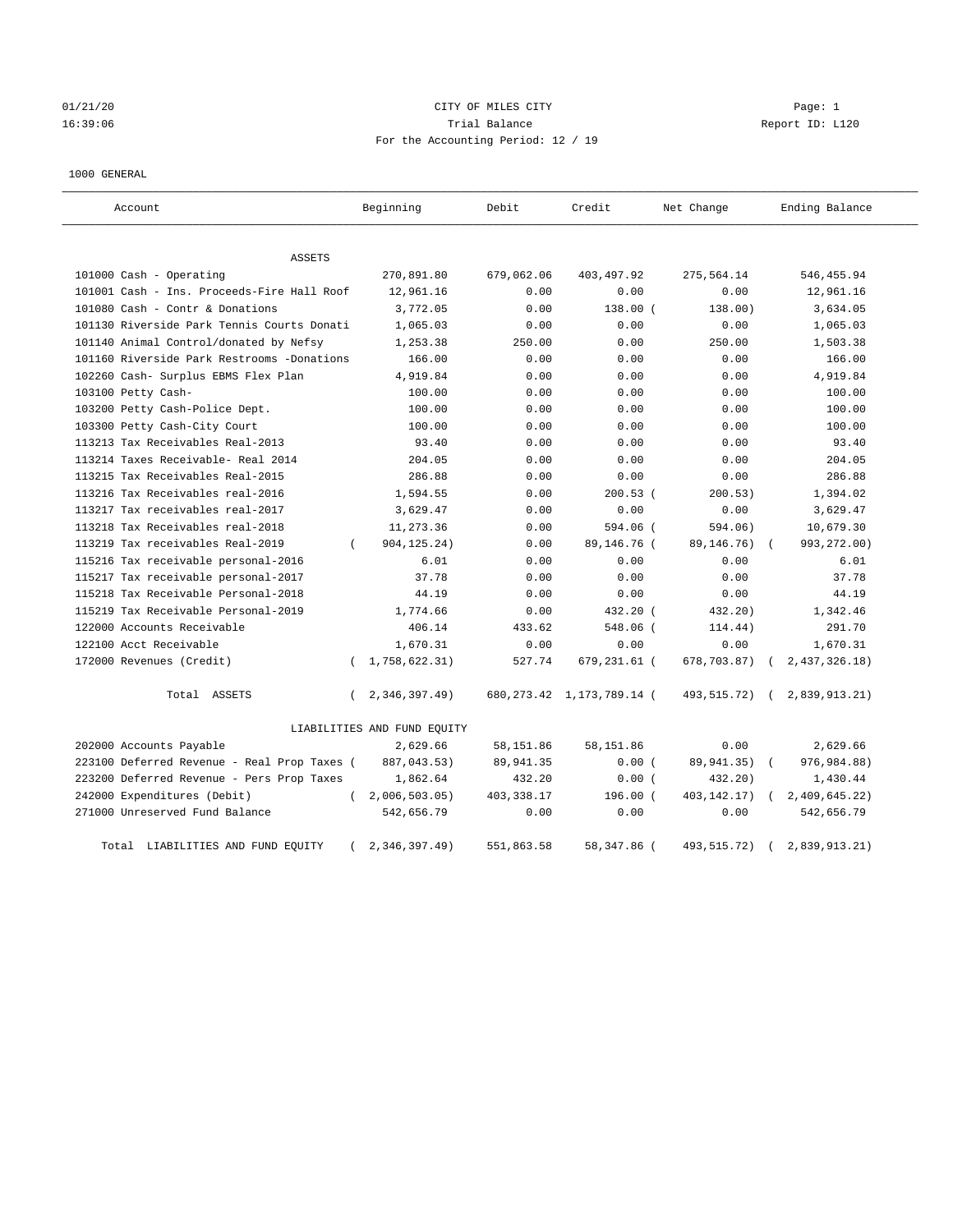01/21/20 CITY OF MILES CITY Page: 1

16:39:06 Trial Balance Report ID: L120

For the Accounting Period: 12 / 19

1000 GENERAL

| Account | Beginning | Debit | Credit | Net Change | Ending Balance |
|---|---|---|---|---|---|
| ASSETS | | | | | |
| 101000 Cash - Operating | 270,891.80 | 679,062.06 | 403,497.92 | 275,564.14 | 546,455.94 |
| 101001 Cash - Ins. Proceeds-Fire Hall Roof | 12,961.16 | 0.00 | 0.00 | 0.00 | 12,961.16 |
| 101080 Cash - Contr & Donations | 3,772.05 | 0.00 | 138.00 | (138.00) | 3,634.05 |
| 101130 Riverside Park Tennis Courts Donati | 1,065.03 | 0.00 | 0.00 | 0.00 | 1,065.03 |
| 101140 Animal Control/donated by Nefsy | 1,253.38 | 250.00 | 0.00 | 250.00 | 1,503.38 |
| 101160 Riverside Park Restrooms -Donations | 166.00 | 0.00 | 0.00 | 0.00 | 166.00 |
| 102260 Cash- Surplus EBMS Flex Plan | 4,919.84 | 0.00 | 0.00 | 0.00 | 4,919.84 |
| 103100 Petty Cash- | 100.00 | 0.00 | 0.00 | 0.00 | 100.00 |
| 103200 Petty Cash-Police Dept. | 100.00 | 0.00 | 0.00 | 0.00 | 100.00 |
| 103300 Petty Cash-City Court | 100.00 | 0.00 | 0.00 | 0.00 | 100.00 |
| 113213 Tax Receivables Real-2013 | 93.40 | 0.00 | 0.00 | 0.00 | 93.40 |
| 113214 Taxes Receivable- Real 2014 | 204.05 | 0.00 | 0.00 | 0.00 | 204.05 |
| 113215 Tax Receivables Real-2015 | 286.88 | 0.00 | 0.00 | 0.00 | 286.88 |
| 113216 Tax Receivables real-2016 | 1,594.55 | 0.00 | 200.53 | (200.53) | 1,394.02 |
| 113217 Tax receivables real-2017 | 3,629.47 | 0.00 | 0.00 | 0.00 | 3,629.47 |
| 113218 Tax Receivables real-2018 | 11,273.36 | 0.00 | 594.06 | (594.06) | 10,679.30 |
| 113219 Tax receivables Real-2019 | (904,125.24) | 0.00 | 89,146.76 | (89,146.76) | (993,272.00) |
| 115216 Tax receivable personal-2016 | 6.01 | 0.00 | 0.00 | 0.00 | 6.01 |
| 115217 Tax receivable personal-2017 | 37.78 | 0.00 | 0.00 | 0.00 | 37.78 |
| 115218 Tax Receivable Personal-2018 | 44.19 | 0.00 | 0.00 | 0.00 | 44.19 |
| 115219 Tax Receivable Personal-2019 | 1,774.66 | 0.00 | 432.20 | (432.20) | 1,342.46 |
| 122000 Accounts Receivable | 406.14 | 433.62 | 548.06 | (114.44) | 291.70 |
| 122100 Acct Receivable | 1,670.31 | 0.00 | 0.00 | 0.00 | 1,670.31 |
| 172000 Revenues (Credit) | (1,758,622.31) | 527.74 | 679,231.61 | (678,703.87) | (2,437,326.18) |
| Total ASSETS | (2,346,397.49) | 680,273.42 | 1,173,789.14 | (493,515.72) | (2,839,913.21) |
| LIABILITIES AND FUND EQUITY | | | | | |
| 202000 Accounts Payable | 2,629.66 | 58,151.86 | 58,151.86 | 0.00 | 2,629.66 |
| 223100 Deferred Revenue - Real Prop Taxes | (887,043.53) | 89,941.35 | 0.00 | (89,941.35) | (976,984.88) |
| 223200 Deferred Revenue - Pers Prop Taxes | 1,862.64 | 432.20 | 0.00 | (432.20) | 1,430.44 |
| 242000 Expenditures (Debit) | (2,006,503.05) | 403,338.17 | 196.00 | (403,142.17) | (2,409,645.22) |
| 271000 Unreserved Fund Balance | 542,656.79 | 0.00 | 0.00 | 0.00 | 542,656.79 |
| Total LIABILITIES AND FUND EQUITY | (2,346,397.49) | 551,863.58 | 58,347.86 | (493,515.72) | (2,839,913.21) |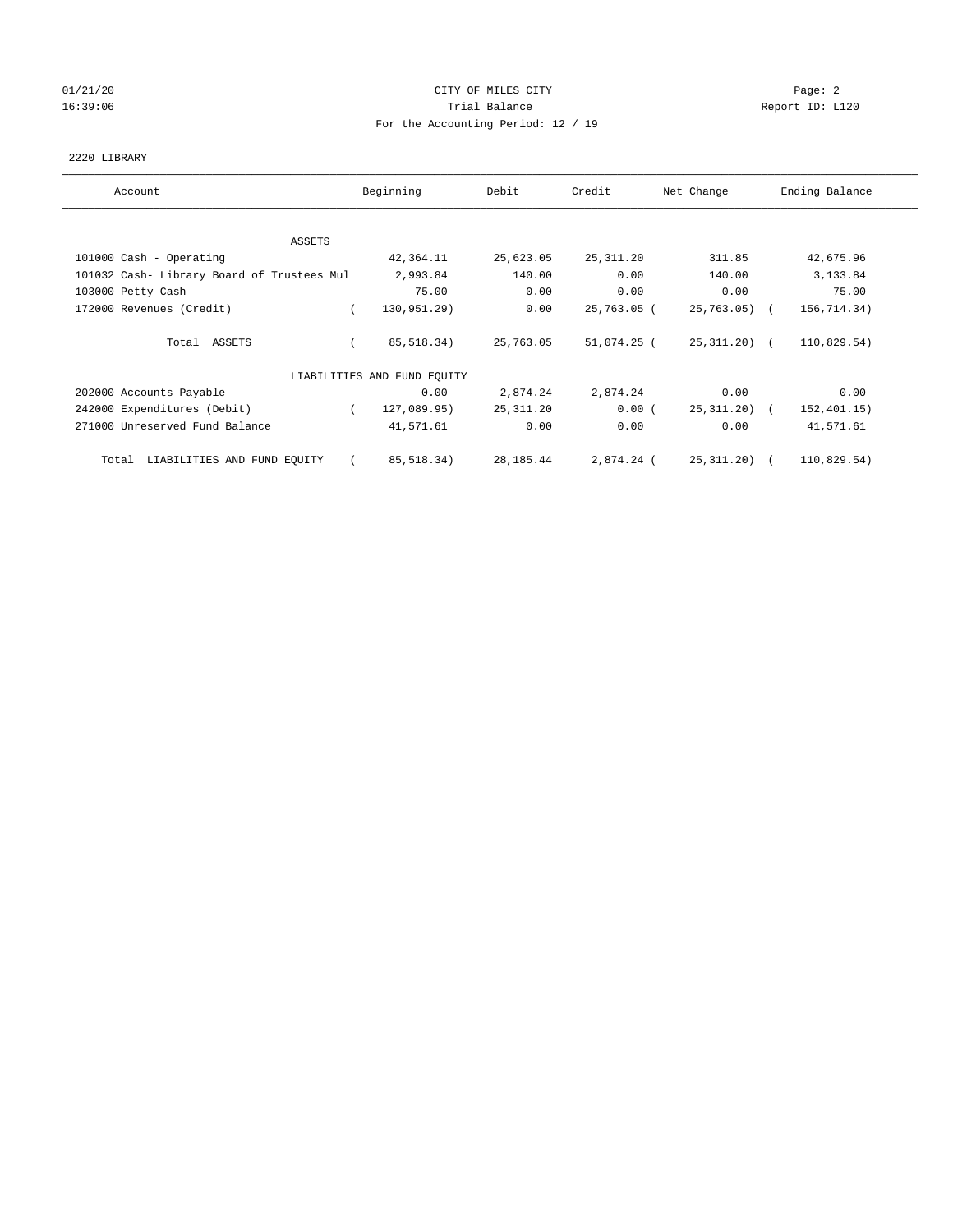01/21/20 CITY OF MILES CITY Page: 2
16:39:06 Trial Balance Report ID: L120
For the Accounting Period: 12 / 19

2220 LIBRARY

| Account | Beginning | Debit | Credit | Net Change | Ending Balance |
|---|---|---|---|---|---|
| ASSETS | | | | | |
| 101000 Cash - Operating | 42,364.11 | 25,623.05 | 25,311.20 | 311.85 | 42,675.96 |
| 101032 Cash- Library Board of Trustees Mul | 2,993.84 | 140.00 | 0.00 | 140.00 | 3,133.84 |
| 103000 Petty Cash | 75.00 | 0.00 | 0.00 | 0.00 | 75.00 |
| 172000 Revenues (Credit) | ( 130,951.29) | 0.00 | 25,763.05 | ( 25,763.05) | ( 156,714.34) |
| Total ASSETS | ( 85,518.34) | 25,763.05 | 51,074.25 | ( 25,311.20) | ( 110,829.54) |
| LIABILITIES AND FUND EQUITY | | | | | |
| 202000 Accounts Payable | 0.00 | 2,874.24 | 2,874.24 | 0.00 | 0.00 |
| 242000 Expenditures (Debit) | ( 127,089.95) | 25,311.20 | 0.00 | ( 25,311.20) | ( 152,401.15) |
| 271000 Unreserved Fund Balance | 41,571.61 | 0.00 | 0.00 | 0.00 | 41,571.61 |
| Total LIABILITIES AND FUND EQUITY | ( 85,518.34) | 28,185.44 | 2,874.24 | ( 25,311.20) | ( 110,829.54) |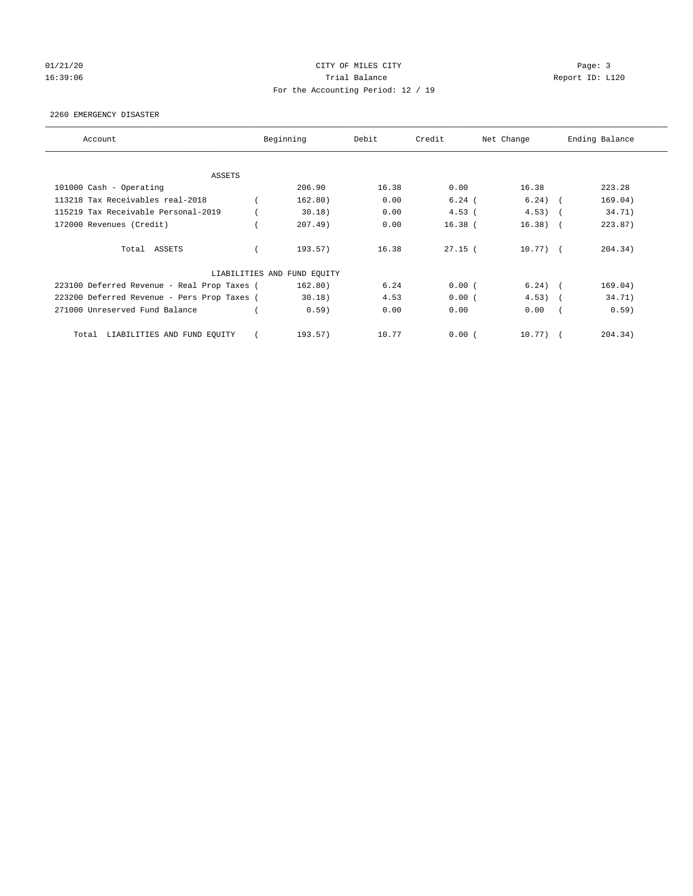CITY OF MILES CITY

Trial Balance

For the Accounting Period: 12 / 19

01/21/20 16:39:06 Report ID: L120

2260 EMERGENCY DISASTER

| Account | Beginning | Debit | Credit | Net Change | Ending Balance |
|---|---|---|---|---|---|
| **ASSETS** | | | | | |
| 101000 Cash - Operating | 206.90 | 16.38 | 0.00 | 16.38 | 223.28 |
| 113218 Tax Receivables real-2018 | ( 162.80) | 0.00 | 6.24 | ( 6.24) | ( 169.04) |
| 115219 Tax Receivable Personal-2019 | ( 30.18) | 0.00 | 4.53 | ( 4.53) | ( 34.71) |
| 172000 Revenues (Credit) | ( 207.49) | 0.00 | 16.38 | ( 16.38) | ( 223.87) |
| Total ASSETS | ( 193.57) | 16.38 | 27.15 | ( 10.77) | ( 204.34) |
| **LIABILITIES AND FUND EQUITY** | | | | | |
| 223100 Deferred Revenue - Real Prop Taxes | ( 162.80) | 6.24 | 0.00 | ( 6.24) | ( 169.04) |
| 223200 Deferred Revenue - Pers Prop Taxes | ( 30.18) | 4.53 | 0.00 | ( 4.53) | ( 34.71) |
| 271000 Unreserved Fund Balance | ( 0.59) | 0.00 | 0.00 | 0.00 | ( 0.59) |
| Total LIABILITIES AND FUND EQUITY | ( 193.57) | 10.77 | 0.00 | ( 10.77) | ( 204.34) |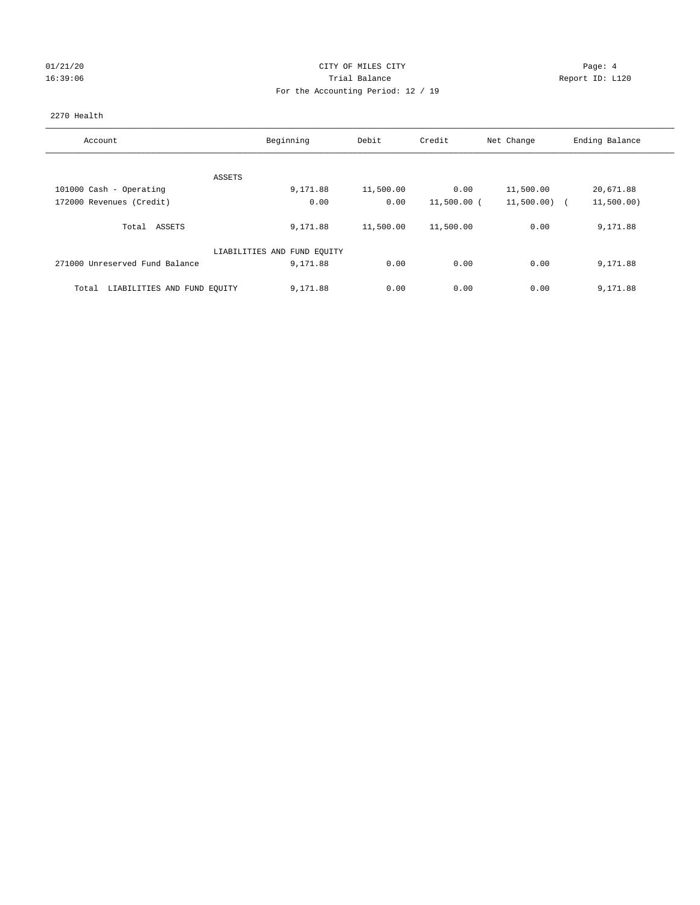CITY OF MILES CITY

Trial Balance

For the Accounting Period: 12 / 19

01/21/20 16:39:06 Report ID: L120

2270 Health

| Account | Beginning | Debit | Credit | Net Change | Ending Balance |
|---|---|---|---|---|---|
| ASSETS | | | | | |
| 101000 Cash - Operating | 9,171.88 | 11,500.00 | 0.00 | 11,500.00 | 20,671.88 |
| 172000 Revenues (Credit) | 0.00 | 0.00 | 11,500.00 | (11,500.00) | (11,500.00) |
| Total ASSETS | 9,171.88 | 11,500.00 | 11,500.00 | 0.00 | 9,171.88 |
| LIABILITIES AND FUND EQUITY | | | | | |
| 271000 Unreserved Fund Balance | 9,171.88 | 0.00 | 0.00 | 0.00 | 9,171.88 |
| Total LIABILITIES AND FUND EQUITY | 9,171.88 | 0.00 | 0.00 | 0.00 | 9,171.88 |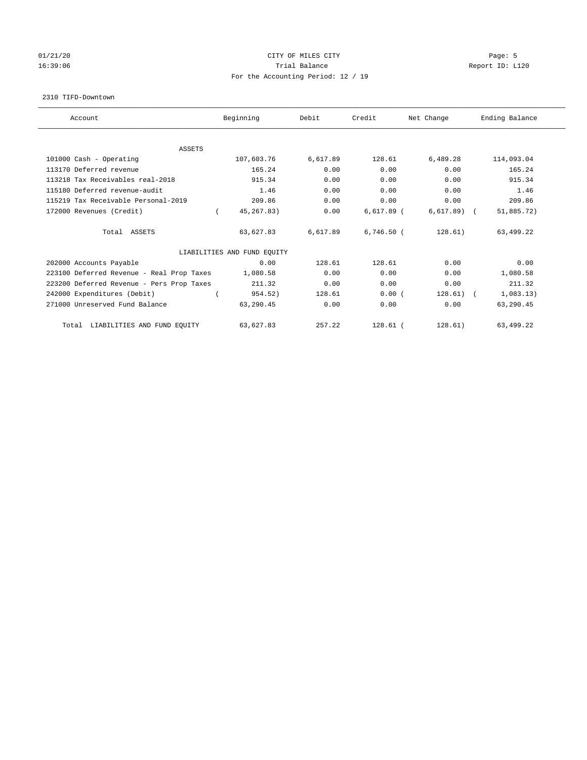CITY OF MILES CITY
Trial Balance
For the Accounting Period: 12 / 19

01/21/20
16:39:06

Report ID: L120

2310 TIFD-Downtown

| Account | Beginning | Debit | Credit | Net Change | Ending Balance |
|---|---|---|---|---|---|
| **ASSETS** | | | | | |
| 101000 Cash - Operating | 107,603.76 | 6,617.89 | 128.61 | 6,489.28 | 114,093.04 |
| 113170 Deferred revenue | 165.24 | 0.00 | 0.00 | 0.00 | 165.24 |
| 113218 Tax Receivables real-2018 | 915.34 | 0.00 | 0.00 | 0.00 | 915.34 |
| 115180 Deferred revenue-audit | 1.46 | 0.00 | 0.00 | 0.00 | 1.46 |
| 115219 Tax Receivable Personal-2019 | 209.86 | 0.00 | 0.00 | 0.00 | 209.86 |
| 172000 Revenues (Credit) | ( 45,267.83) | 0.00 | 6,617.89 | ( 6,617.89) | ( 51,885.72) |
| Total ASSETS | 63,627.83 | 6,617.89 | 6,746.50 | ( 128.61) | 63,499.22 |
| **LIABILITIES AND FUND EQUITY** | | | | | |
| 202000 Accounts Payable | 0.00 | 128.61 | 128.61 | 0.00 | 0.00 |
| 223100 Deferred Revenue - Real Prop Taxes | 1,080.58 | 0.00 | 0.00 | 0.00 | 1,080.58 |
| 223200 Deferred Revenue - Pers Prop Taxes | 211.32 | 0.00 | 0.00 | 0.00 | 211.32 |
| 242000 Expenditures (Debit) | ( 954.52) | 128.61 | 0.00 | ( 128.61) | ( 1,083.13) |
| 271000 Unreserved Fund Balance | 63,290.45 | 0.00 | 0.00 | 0.00 | 63,290.45 |
| Total LIABILITIES AND FUND EQUITY | 63,627.83 | 257.22 | 128.61 | ( 128.61) | 63,499.22 |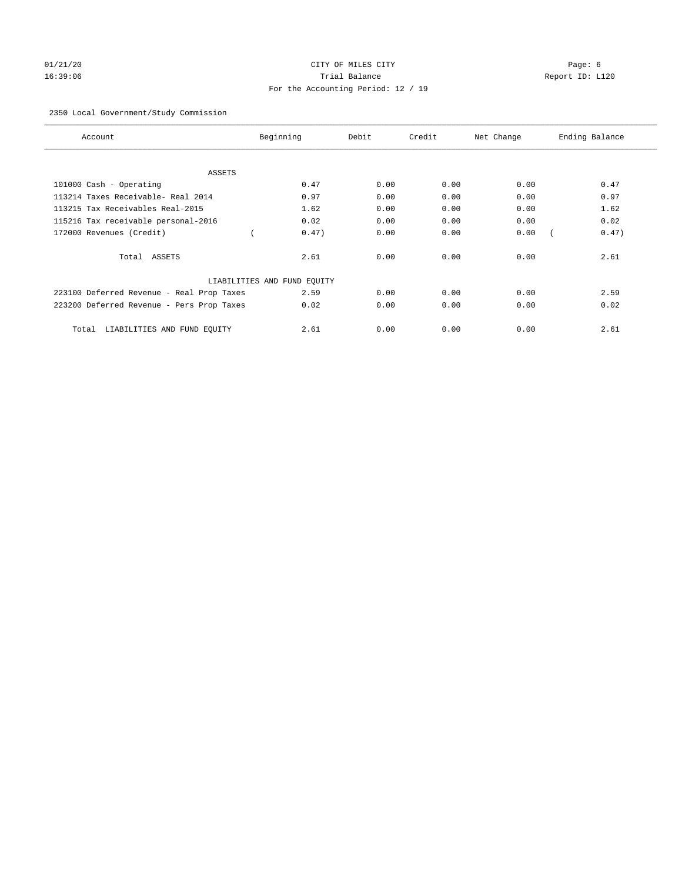CITY OF MILES CITY

Trial Balance

For the Accounting Period: 12 / 19

01/21/20 16:39:06 Report ID: L120

2350 Local Government/Study Commission

| Account | Beginning | Debit | Credit | Net Change | Ending Balance |
|---|---|---|---|---|---|
| ASSETS | | | | | |
| 101000 Cash - Operating | 0.47 | 0.00 | 0.00 | 0.00 | 0.47 |
| 113214 Taxes Receivable- Real 2014 | 0.97 | 0.00 | 0.00 | 0.00 | 0.97 |
| 113215 Tax Receivables Real-2015 | 1.62 | 0.00 | 0.00 | 0.00 | 1.62 |
| 115216 Tax receivable personal-2016 | 0.02 | 0.00 | 0.00 | 0.00 | 0.02 |
| 172000 Revenues (Credit) | ( 0.47) | 0.00 | 0.00 | 0.00 | ( 0.47) |
| Total ASSETS | 2.61 | 0.00 | 0.00 | 0.00 | 2.61 |
| LIABILITIES AND FUND EQUITY | | | | | |
| 223100 Deferred Revenue - Real Prop Taxes | 2.59 | 0.00 | 0.00 | 0.00 | 2.59 |
| 223200 Deferred Revenue - Pers Prop Taxes | 0.02 | 0.00 | 0.00 | 0.00 | 0.02 |
| Total LIABILITIES AND FUND EQUITY | 2.61 | 0.00 | 0.00 | 0.00 | 2.61 |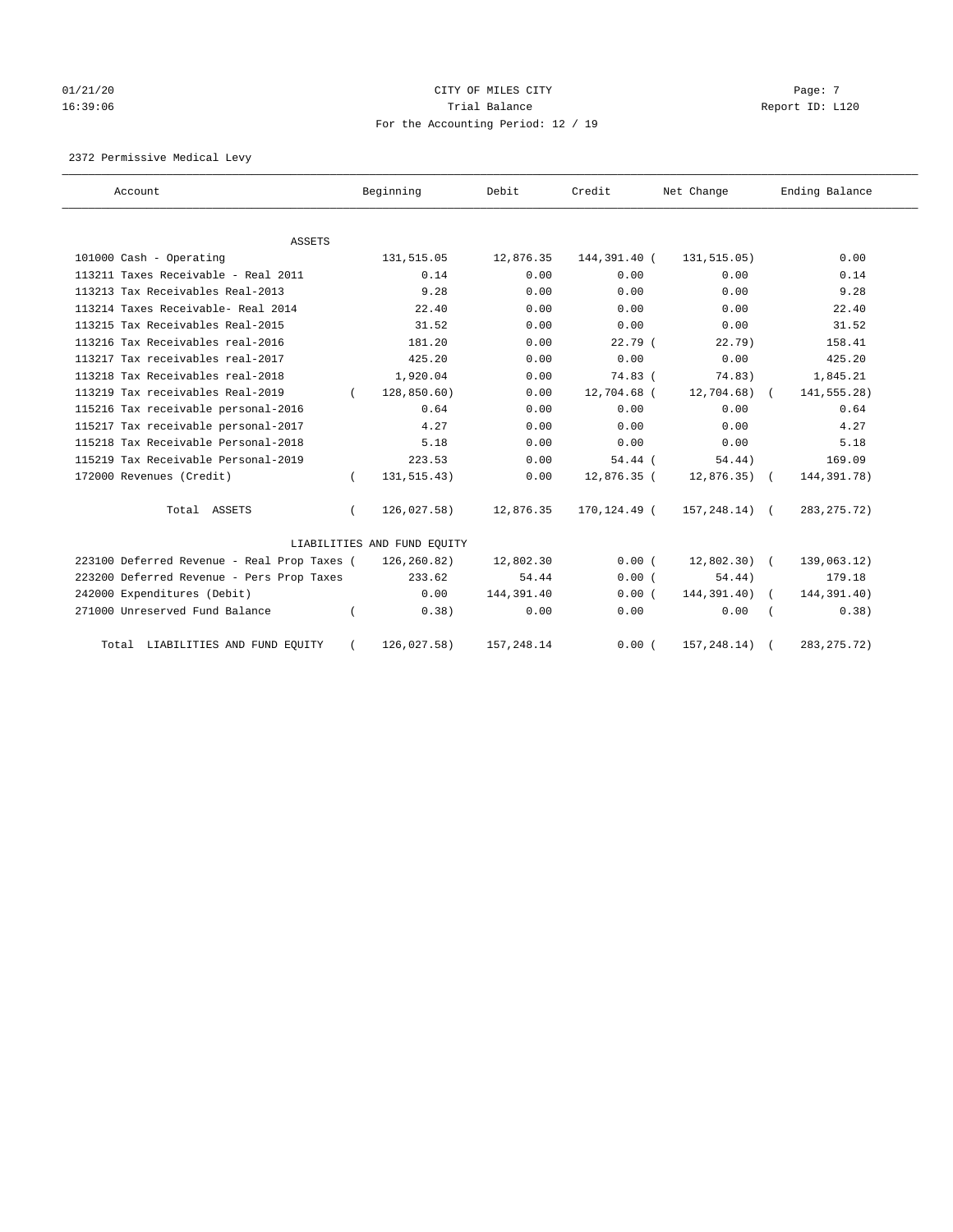01/21/20 CITY OF MILES CITY Page: 7
16:39:06 Trial Balance Report ID: L120
For the Accounting Period: 12 / 19

2372 Permissive Medical Levy

| Account | Beginning | Debit | Credit | Net Change | Ending Balance |
|---|---|---|---|---|---|
| ASSETS | | | | | |
| 101000 Cash - Operating | 131,515.05 | 12,876.35 | 144,391.40 | ( 131,515.05) | 0.00 |
| 113211 Taxes Receivable - Real 2011 | 0.14 | 0.00 | 0.00 | 0.00 | 0.14 |
| 113213 Tax Receivables Real-2013 | 9.28 | 0.00 | 0.00 | 0.00 | 9.28 |
| 113214 Taxes Receivable- Real 2014 | 22.40 | 0.00 | 0.00 | 0.00 | 22.40 |
| 113215 Tax Receivables Real-2015 | 31.52 | 0.00 | 0.00 | 0.00 | 31.52 |
| 113216 Tax Receivables real-2016 | 181.20 | 0.00 | 22.79 | ( 22.79) | 158.41 |
| 113217 Tax receivables real-2017 | 425.20 | 0.00 | 0.00 | 0.00 | 425.20 |
| 113218 Tax Receivables real-2018 | 1,920.04 | 0.00 | 74.83 | ( 74.83) | 1,845.21 |
| 113219 Tax receivables Real-2019 | ( 128,850.60) | 0.00 | 12,704.68 | ( 12,704.68) | ( 141,555.28) |
| 115216 Tax receivable personal-2016 | 0.64 | 0.00 | 0.00 | 0.00 | 0.64 |
| 115217 Tax receivable personal-2017 | 4.27 | 0.00 | 0.00 | 0.00 | 4.27 |
| 115218 Tax Receivable Personal-2018 | 5.18 | 0.00 | 0.00 | 0.00 | 5.18 |
| 115219 Tax Receivable Personal-2019 | 223.53 | 0.00 | 54.44 | ( 54.44) | 169.09 |
| 172000 Revenues (Credit) | ( 131,515.43) | 0.00 | 12,876.35 | ( 12,876.35) | ( 144,391.78) |
| Total ASSETS | ( 126,027.58) | 12,876.35 | 170,124.49 | ( 157,248.14) | ( 283,275.72) |
| LIABILITIES AND FUND EQUITY | | | | | |
| 223100 Deferred Revenue - Real Prop Taxes | ( 126,260.82) | 12,802.30 | 0.00 | ( 12,802.30) | ( 139,063.12) |
| 223200 Deferred Revenue - Pers Prop Taxes | 233.62 | 54.44 | 0.00 | ( 54.44) | 179.18 |
| 242000 Expenditures (Debit) | 0.00 | 144,391.40 | 0.00 | ( 144,391.40) | ( 144,391.40) |
| 271000 Unreserved Fund Balance | ( 0.38) | 0.00 | 0.00 | 0.00 | ( 0.38) |
| Total LIABILITIES AND FUND EQUITY | ( 126,027.58) | 157,248.14 | 0.00 | ( 157,248.14) | ( 283,275.72) |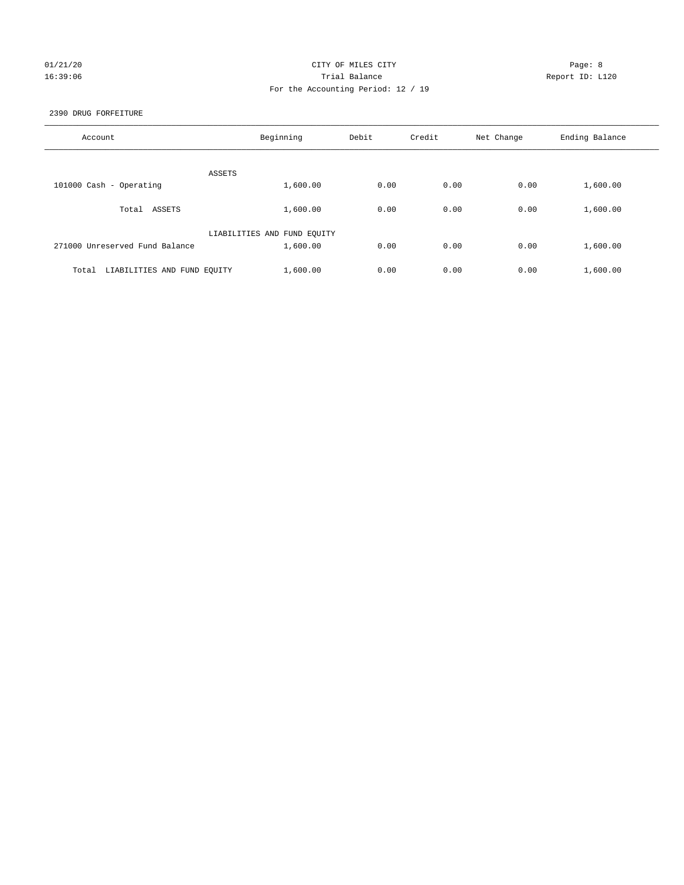01/21/20 CITY OF MILES CITY
16:39:06 Trial Balance Report ID: L120
For the Accounting Period: 12 / 19

2390 DRUG FORFEITURE

| Account | Beginning | Debit | Credit | Net Change | Ending Balance |
|---|---|---|---|---|---|
| ASSETS | | | | | |
| 101000 Cash - Operating | 1,600.00 | 0.00 | 0.00 | 0.00 | 1,600.00 |
| Total ASSETS | 1,600.00 | 0.00 | 0.00 | 0.00 | 1,600.00 |
| LIABILITIES AND FUND EQUITY | | | | | |
| 271000 Unreserved Fund Balance | 1,600.00 | 0.00 | 0.00 | 0.00 | 1,600.00 |
| Total LIABILITIES AND FUND EQUITY | 1,600.00 | 0.00 | 0.00 | 0.00 | 1,600.00 |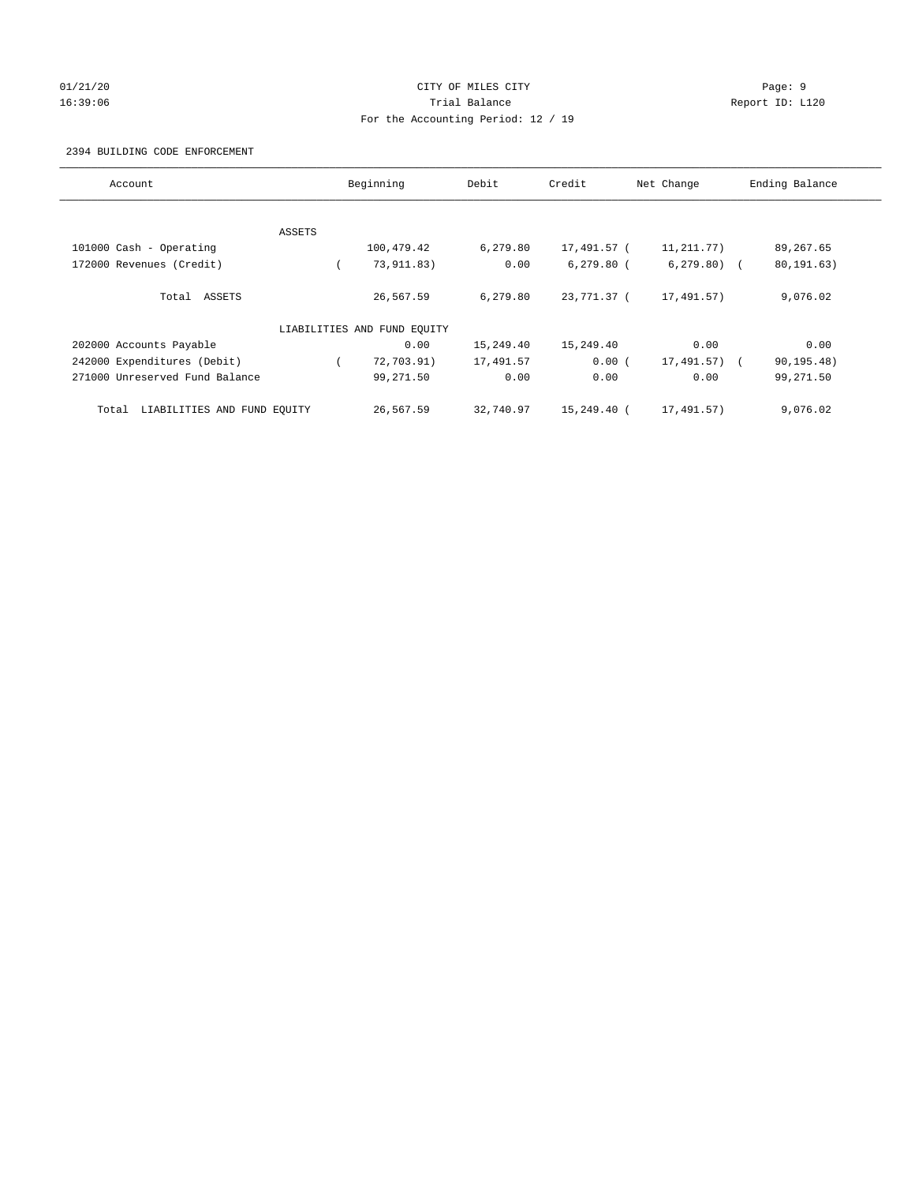CITY OF MILES CITY
Trial Balance
For the Accounting Period: 12 / 19

2394 BUILDING CODE ENFORCEMENT

| Account | Beginning | Debit | Credit | Net Change | Ending Balance |
|---|---|---|---|---|---|
| ASSETS | | | | | |
| 101000 Cash - Operating | 100,479.42 | 6,279.80 | 17,491.57 | ( 11,211.77) | 89,267.65 |
| 172000 Revenues (Credit) | ( 73,911.83) | 0.00 | 6,279.80 | ( 6,279.80) | ( 80,191.63) |
| Total ASSETS | 26,567.59 | 6,279.80 | 23,771.37 | ( 17,491.57) | 9,076.02 |
| LIABILITIES AND FUND EQUITY | | | | | |
| 202000 Accounts Payable | 0.00 | 15,249.40 | 15,249.40 | 0.00 | 0.00 |
| 242000 Expenditures (Debit) | ( 72,703.91) | 17,491.57 | 0.00 | ( 17,491.57) | ( 90,195.48) |
| 271000 Unreserved Fund Balance | 99,271.50 | 0.00 | 0.00 | 0.00 | 99,271.50 |
| Total LIABILITIES AND FUND EQUITY | 26,567.59 | 32,740.97 | 15,249.40 | ( 17,491.57) | 9,076.02 |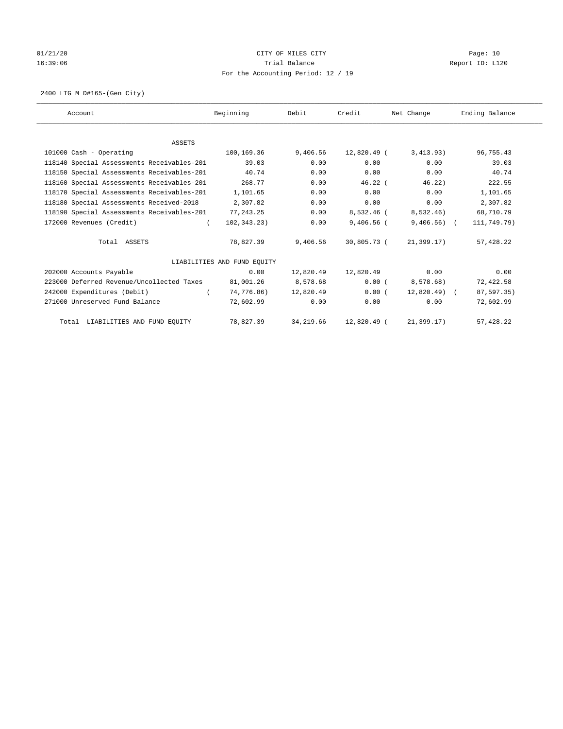01/21/20 CITY OF MILES CITY Page: 10
16:39:06 Trial Balance Report ID: L120
For the Accounting Period: 12 / 19

2400 LTG M D#165-(Gen City)

| Account | Beginning | Debit | Credit | Net Change | Ending Balance |
|---|---|---|---|---|---|
| ASSETS | | | | | |
| 101000 Cash - Operating | 100,169.36 | 9,406.56 | 12,820.49 | ( 3,413.93) | 96,755.43 |
| 118140 Special Assessments Receivables-201 | 39.03 | 0.00 | 0.00 | 0.00 | 39.03 |
| 118150 Special Assessments Receivables-201 | 40.74 | 0.00 | 0.00 | 0.00 | 40.74 |
| 118160 Special Assessments Receivables-201 | 268.77 | 0.00 | 46.22 | ( 46.22) | 222.55 |
| 118170 Special Assessments Receivables-201 | 1,101.65 | 0.00 | 0.00 | 0.00 | 1,101.65 |
| 118180 Special Assessments Received-2018 | 2,307.82 | 0.00 | 0.00 | 0.00 | 2,307.82 |
| 118190 Special Assessments Receivables-201 | 77,243.25 | 0.00 | 8,532.46 | ( 8,532.46) | 68,710.79 |
| 172000 Revenues (Credit) | ( 102,343.23) | 0.00 | 9,406.56 | ( 9,406.56) | ( 111,749.79) |
| Total ASSETS | 78,827.39 | 9,406.56 | 30,805.73 | ( 21,399.17) | 57,428.22 |
| LIABILITIES AND FUND EQUITY | | | | | |
| 202000 Accounts Payable | 0.00 | 12,820.49 | 12,820.49 | 0.00 | 0.00 |
| 223000 Deferred Revenue/Uncollected Taxes | 81,001.26 | 8,578.68 | 0.00 | ( 8,578.68) | 72,422.58 |
| 242000 Expenditures (Debit) | ( 74,776.86) | 12,820.49 | 0.00 | ( 12,820.49) | ( 87,597.35) |
| 271000 Unreserved Fund Balance | 72,602.99 | 0.00 | 0.00 | 0.00 | 72,602.99 |
| Total LIABILITIES AND FUND EQUITY | 78,827.39 | 34,219.66 | 12,820.49 | ( 21,399.17) | 57,428.22 |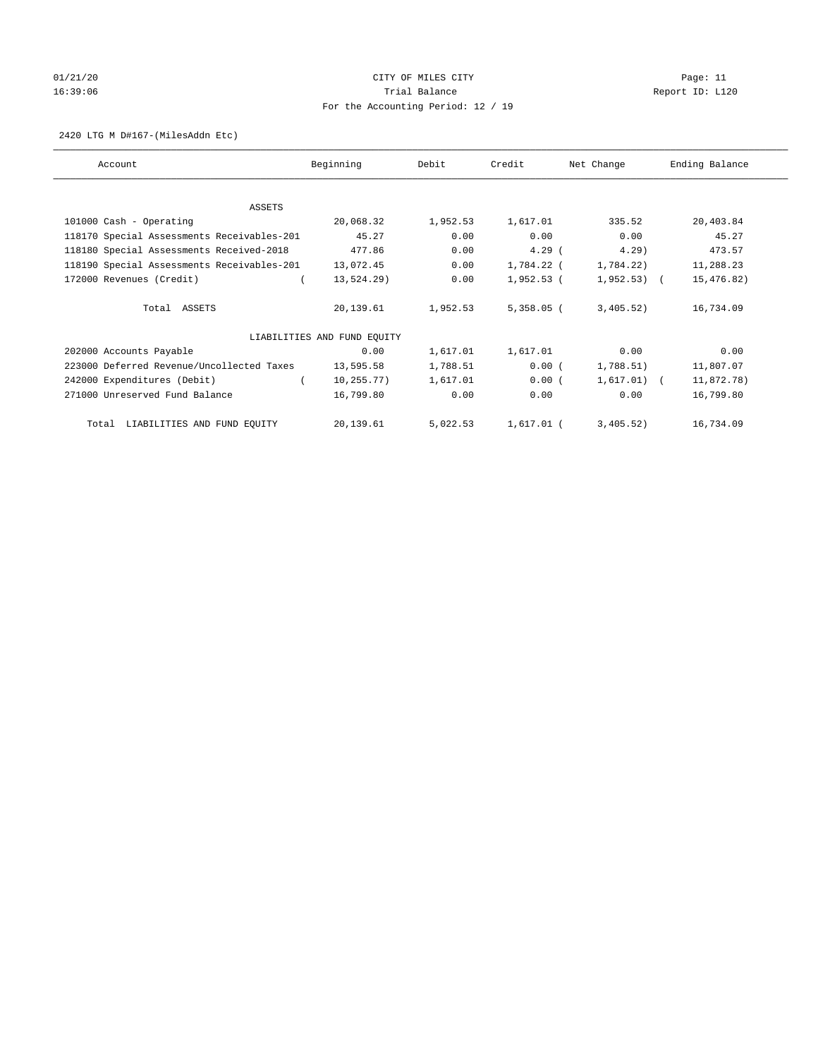CITY OF MILES CITY
Trial Balance
For the Accounting Period: 12 / 19

01/21/20
16:39:06

Report ID: L120

2420 LTG M D#167-(MilesAddn Etc)

| Account | Beginning | Debit | Credit | Net Change | Ending Balance |
|---|---|---|---|---|---|
| ASSETS | | | | | |
| 101000 Cash - Operating | 20,068.32 | 1,952.53 | 1,617.01 | 335.52 | 20,403.84 |
| 118170 Special Assessments Receivables-201 | 45.27 | 0.00 | 0.00 | 0.00 | 45.27 |
| 118180 Special Assessments Received-2018 | 477.86 | 0.00 | 4.29 | (4.29) | 473.57 |
| 118190 Special Assessments Receivables-201 | 13,072.45 | 0.00 | 1,784.22 | (1,784.22) | 11,288.23 |
| 172000 Revenues (Credit) | (13,524.29) | 0.00 | 1,952.53 | (1,952.53) | (15,476.82) |
| Total ASSETS | 20,139.61 | 1,952.53 | 5,358.05 | (3,405.52) | 16,734.09 |
| LIABILITIES AND FUND EQUITY | | | | | |
| 202000 Accounts Payable | 0.00 | 1,617.01 | 1,617.01 | 0.00 | 0.00 |
| 223000 Deferred Revenue/Uncollected Taxes | 13,595.58 | 1,788.51 | 0.00 | (1,788.51) | 11,807.07 |
| 242000 Expenditures (Debit) | (10,255.77) | 1,617.01 | 0.00 | (1,617.01) | (11,872.78) |
| 271000 Unreserved Fund Balance | 16,799.80 | 0.00 | 0.00 | 0.00 | 16,799.80 |
| Total LIABILITIES AND FUND EQUITY | 20,139.61 | 5,022.53 | 1,617.01 | (3,405.52) | 16,734.09 |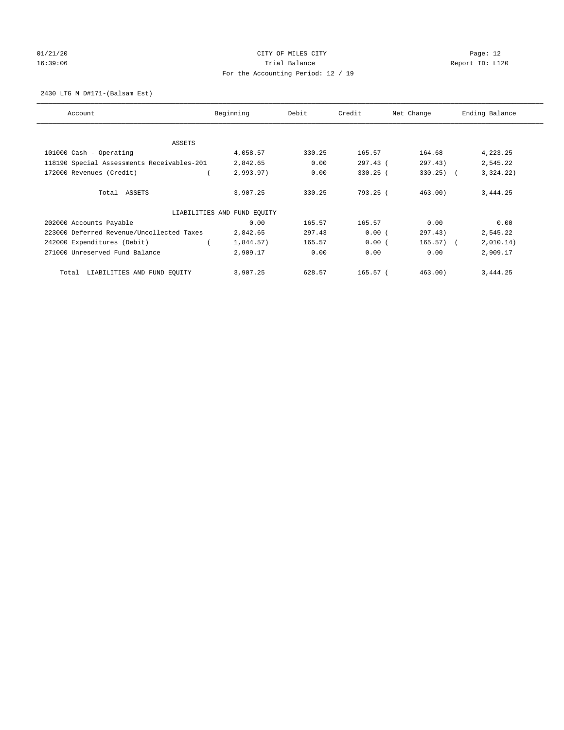CITY OF MILES CITY
Trial Balance
For the Accounting Period: 12 / 19

01/21/20 16:39:06 — Page: 12 — Report ID: L120

2430 LTG M D#171-(Balsam Est)

| Account | Beginning | Debit | Credit | Net Change | Ending Balance |
|---|---|---|---|---|---|
| ASSETS | | | | | |
| 101000 Cash - Operating | 4,058.57 | 330.25 | 165.57 | 164.68 | 4,223.25 |
| 118190 Special Assessments Receivables-201 | 2,842.65 | 0.00 | 297.43 | ( 297.43) | 2,545.22 |
| 172000 Revenues (Credit) | ( 2,993.97) | 0.00 | 330.25 | ( 330.25) | ( 3,324.22) |
| Total ASSETS | 3,907.25 | 330.25 | 793.25 | ( 463.00) | 3,444.25 |
| LIABILITIES AND FUND EQUITY | | | | | |
| 202000 Accounts Payable | 0.00 | 165.57 | 165.57 | 0.00 | 0.00 |
| 223000 Deferred Revenue/Uncollected Taxes | 2,842.65 | 297.43 | 0.00 | ( 297.43) | 2,545.22 |
| 242000 Expenditures (Debit) | ( 1,844.57) | 165.57 | 0.00 | ( 165.57) | ( 2,010.14) |
| 271000 Unreserved Fund Balance | 2,909.17 | 0.00 | 0.00 | 0.00 | 2,909.17 |
| Total LIABILITIES AND FUND EQUITY | 3,907.25 | 628.57 | 165.57 | ( 463.00) | 3,444.25 |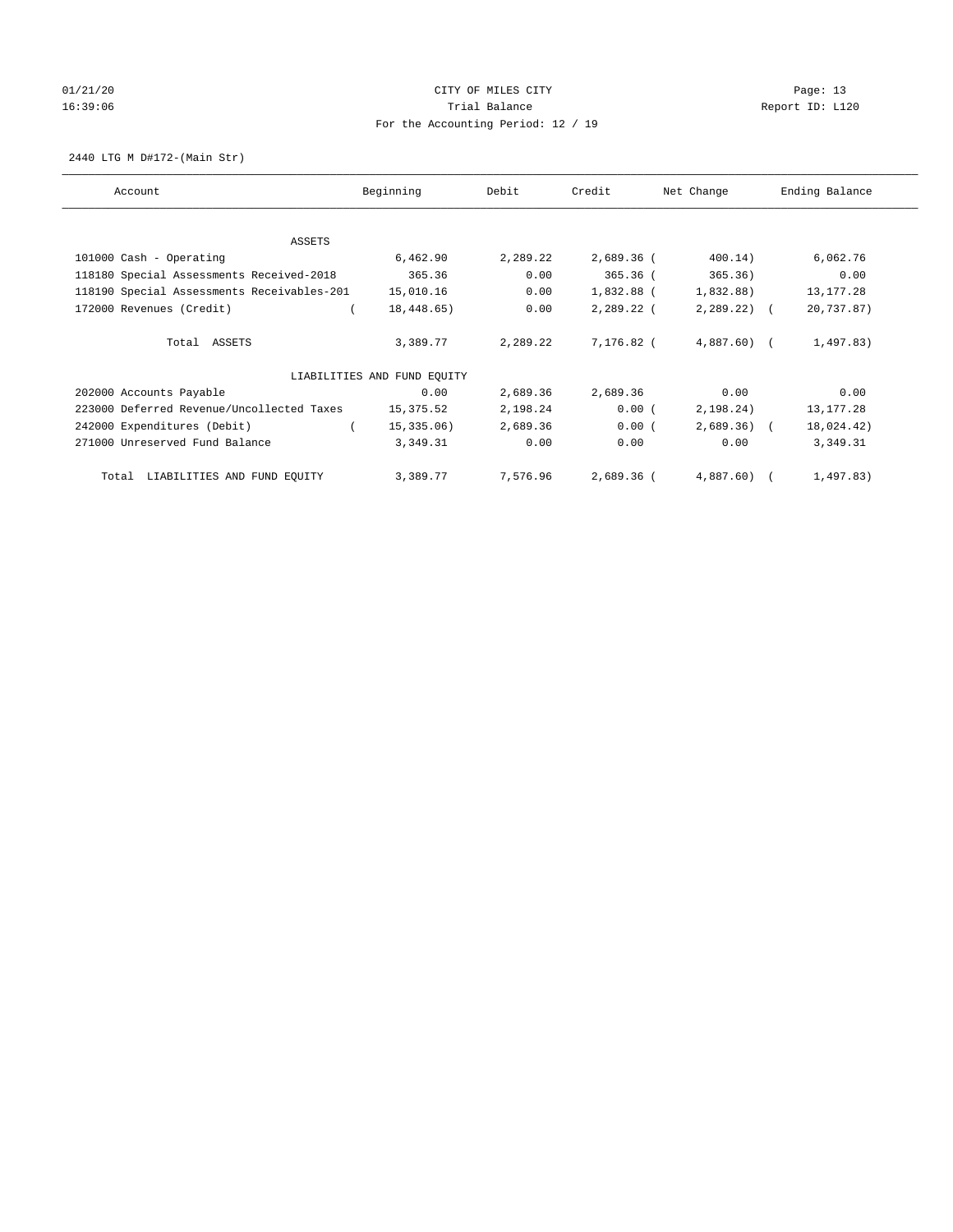# CITY OF MILES CITY

Trial Balance

For the Accounting Period: 12 / 19

01/21/20 16:39:06 — Page: 13 — Report ID: L120

## 2440 LTG M D#172-(Main Str)

| Account | Beginning | Debit | Credit | Net Change | Ending Balance |
|---|---|---|---|---|---|
| **ASSETS** | | | | | |
| 101000 Cash - Operating | 6,462.90 | 2,289.22 | 2,689.36 | ( 400.14) | 6,062.76 |
| 118180 Special Assessments Received-2018 | 365.36 | 0.00 | 365.36 | ( 365.36) | 0.00 |
| 118190 Special Assessments Receivables-201 | 15,010.16 | 0.00 | 1,832.88 | ( 1,832.88) | 13,177.28 |
| 172000 Revenues (Credit) | ( 18,448.65) | 0.00 | 2,289.22 | ( 2,289.22) | ( 20,737.87) |
| Total ASSETS | 3,389.77 | 2,289.22 | 7,176.82 | ( 4,887.60) | ( 1,497.83) |
| **LIABILITIES AND FUND EQUITY** | | | | | |
| 202000 Accounts Payable | 0.00 | 2,689.36 | 2,689.36 | 0.00 | 0.00 |
| 223000 Deferred Revenue/Uncollected Taxes | 15,375.52 | 2,198.24 | 0.00 | ( 2,198.24) | 13,177.28 |
| 242000 Expenditures (Debit) | ( 15,335.06) | 2,689.36 | 0.00 | ( 2,689.36) | ( 18,024.42) |
| 271000 Unreserved Fund Balance | 3,349.31 | 0.00 | 0.00 | 0.00 | 3,349.31 |
| Total LIABILITIES AND FUND EQUITY | 3,389.77 | 7,576.96 | 2,689.36 | ( 4,887.60) | ( 1,497.83) |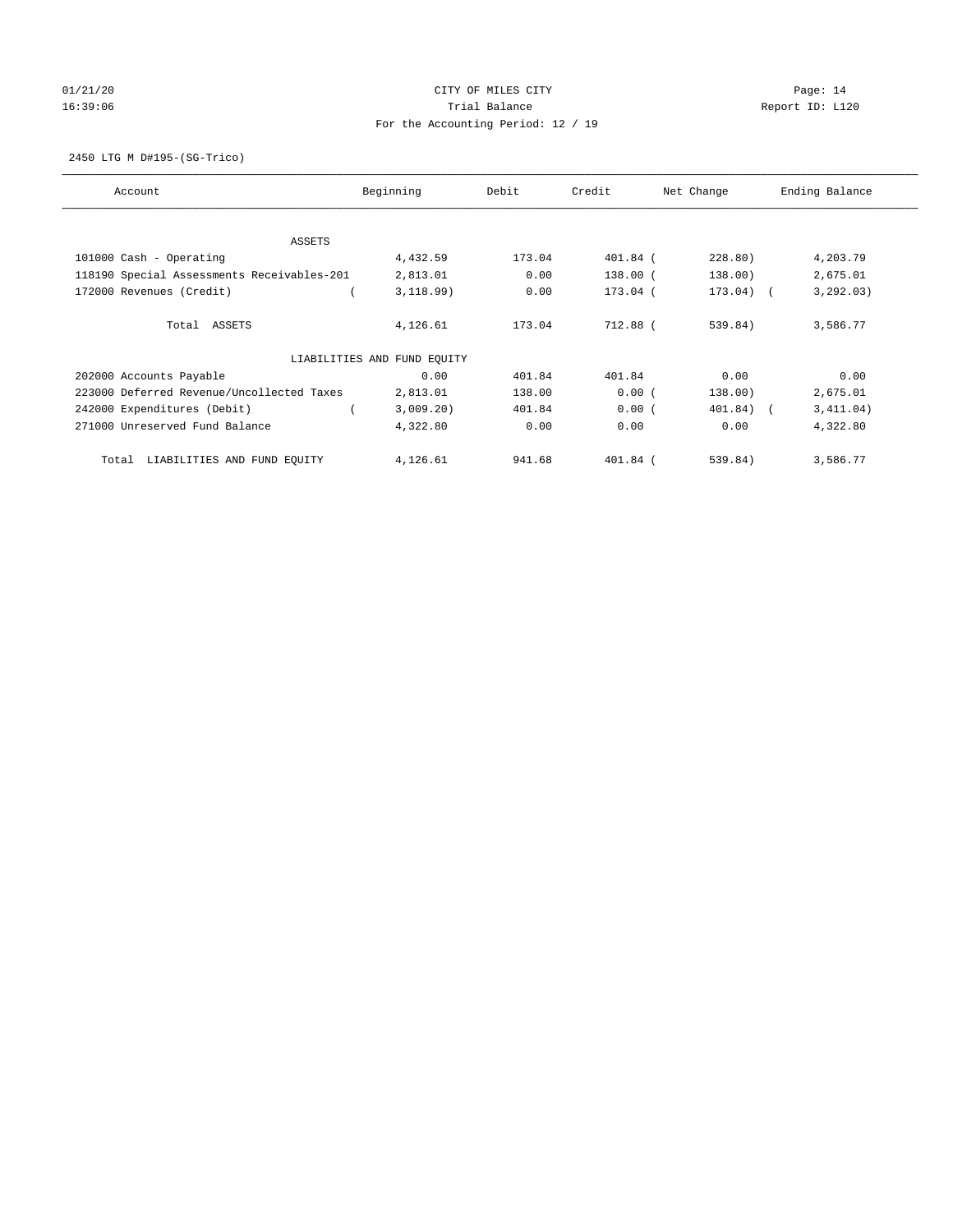CITY OF MILES CITY

Trial Balance

For the Accounting Period: 12 / 19

01/21/20 16:39:06 Report ID: L120

2450 LTG M D#195-(SG-Trico)

| Account | Beginning | Debit | Credit | Net Change | Ending Balance |
|---|---|---|---|---|---|
| **ASSETS** | | | | | |
| 101000 Cash - Operating | 4,432.59 | 173.04 | 401.84 | (228.80) | 4,203.79 |
| 118190 Special Assessments Receivables-201 | 2,813.01 | 0.00 | 138.00 | (138.00) | 2,675.01 |
| 172000 Revenues (Credit) | (3,118.99) | 0.00 | 173.04 | (173.04) | (3,292.03) |
| Total ASSETS | 4,126.61 | 173.04 | 712.88 | (539.84) | 3,586.77 |
| **LIABILITIES AND FUND EQUITY** | | | | | |
| 202000 Accounts Payable | 0.00 | 401.84 | 401.84 | 0.00 | 0.00 |
| 223000 Deferred Revenue/Uncollected Taxes | 2,813.01 | 138.00 | 0.00 | (138.00) | 2,675.01 |
| 242000 Expenditures (Debit) | (3,009.20) | 401.84 | 0.00 | (401.84) | (3,411.04) |
| 271000 Unreserved Fund Balance | 4,322.80 | 0.00 | 0.00 | 0.00 | 4,322.80 |
| Total LIABILITIES AND FUND EQUITY | 4,126.61 | 941.68 | 401.84 | (539.84) | 3,586.77 |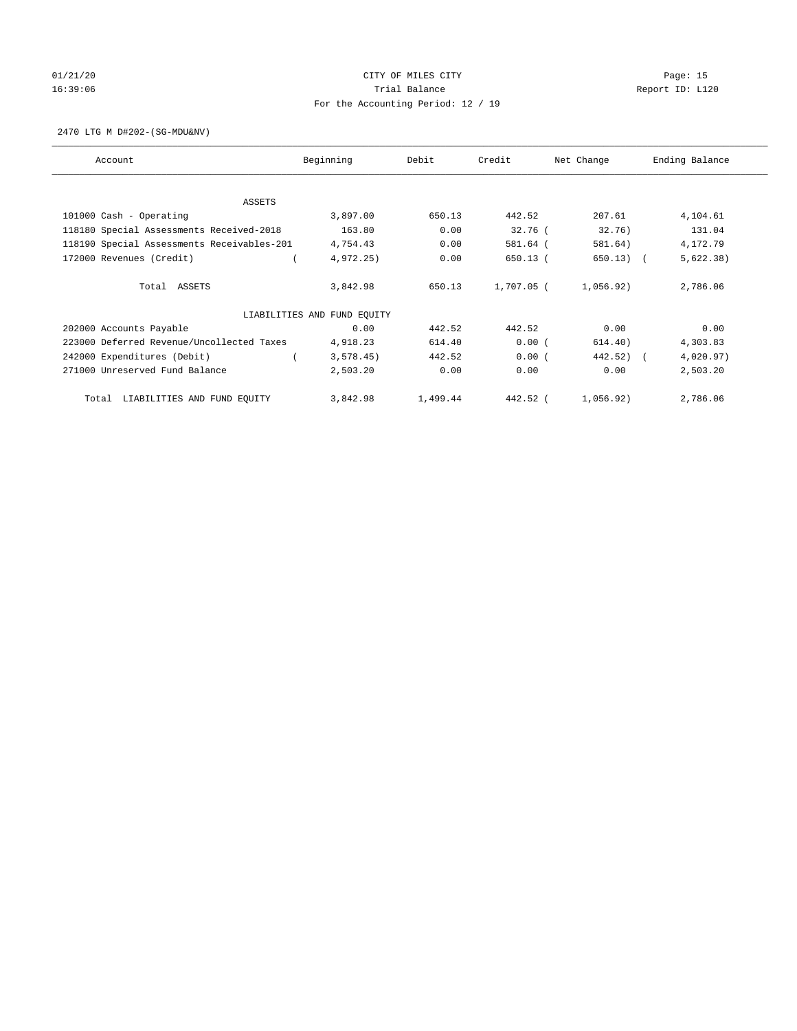01/21/20 CITY OF MILES CITY Page: 15
16:39:06 Trial Balance Report ID: L120
For the Accounting Period: 12 / 19

2470 LTG M D#202-(SG-MDU&NV)

| Account | Beginning | Debit | Credit | Net Change | Ending Balance |
|---|---|---|---|---|---|
| ASSETS | | | | | |
| 101000 Cash - Operating | 3,897.00 | 650.13 | 442.52 | 207.61 | 4,104.61 |
| 118180 Special Assessments Received-2018 | 163.80 | 0.00 | 32.76 | ( 32.76) | 131.04 |
| 118190 Special Assessments Receivables-201 | 4,754.43 | 0.00 | 581.64 | ( 581.64) | 4,172.79 |
| 172000 Revenues (Credit) | ( 4,972.25) | 0.00 | 650.13 | ( 650.13) | ( 5,622.38) |
| Total ASSETS | 3,842.98 | 650.13 | 1,707.05 | ( 1,056.92) | 2,786.06 |
| LIABILITIES AND FUND EQUITY | | | | | |
| 202000 Accounts Payable | 0.00 | 442.52 | 442.52 | 0.00 | 0.00 |
| 223000 Deferred Revenue/Uncollected Taxes | 4,918.23 | 614.40 | 0.00 | ( 614.40) | 4,303.83 |
| 242000 Expenditures (Debit) | ( 3,578.45) | 442.52 | 0.00 | ( 442.52) | ( 4,020.97) |
| 271000 Unreserved Fund Balance | 2,503.20 | 0.00 | 0.00 | 0.00 | 2,503.20 |
| Total LIABILITIES AND FUND EQUITY | 3,842.98 | 1,499.44 | 442.52 | ( 1,056.92) | 2,786.06 |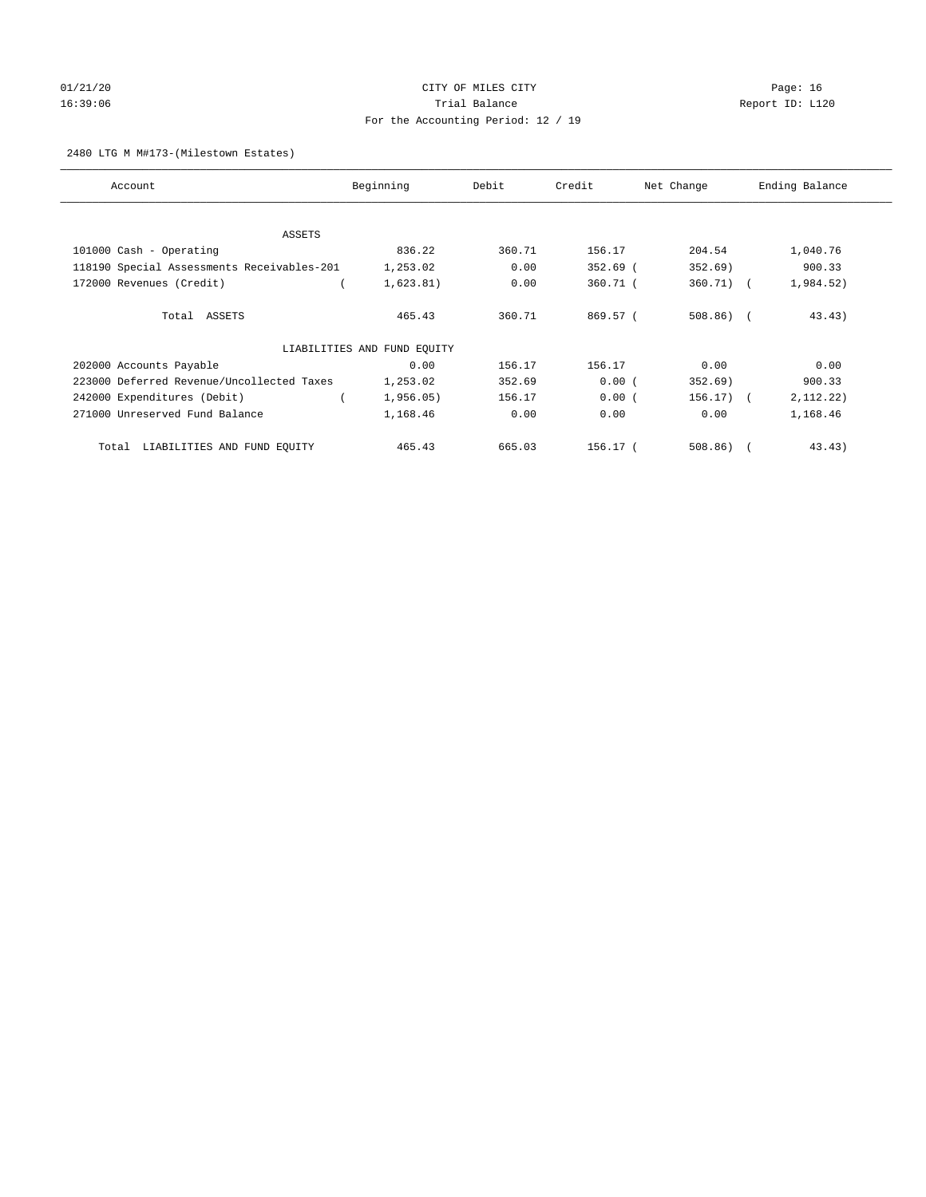CITY OF MILES CITY
Trial Balance
For the Accounting Period: 12 / 19

01/21/20
16:39:06

Report ID: L120

2480 LTG M M#173-(Milestown Estates)

| Account | Beginning | Debit | Credit | Net Change | Ending Balance |
|---|---|---|---|---|---|
| ASSETS | | | | | |
| 101000 Cash - Operating | 836.22 | 360.71 | 156.17 | 204.54 | 1,040.76 |
| 118190 Special Assessments Receivables-201 | 1,253.02 | 0.00 | 352.69 | (352.69) | 900.33 |
| 172000 Revenues (Credit) | (1,623.81) | 0.00 | 360.71 | (360.71) | (1,984.52) |
| Total ASSETS | 465.43 | 360.71 | 869.57 | (508.86) | (43.43) |
| LIABILITIES AND FUND EQUITY | | | | | |
| 202000 Accounts Payable | 0.00 | 156.17 | 156.17 | 0.00 | 0.00 |
| 223000 Deferred Revenue/Uncollected Taxes | 1,253.02 | 352.69 | 0.00 | (352.69) | 900.33 |
| 242000 Expenditures (Debit) | (1,956.05) | 156.17 | 0.00 | (156.17) | (2,112.22) |
| 271000 Unreserved Fund Balance | 1,168.46 | 0.00 | 0.00 | 0.00 | 1,168.46 |
| Total LIABILITIES AND FUND EQUITY | 465.43 | 665.03 | 156.17 | (508.86) | (43.43) |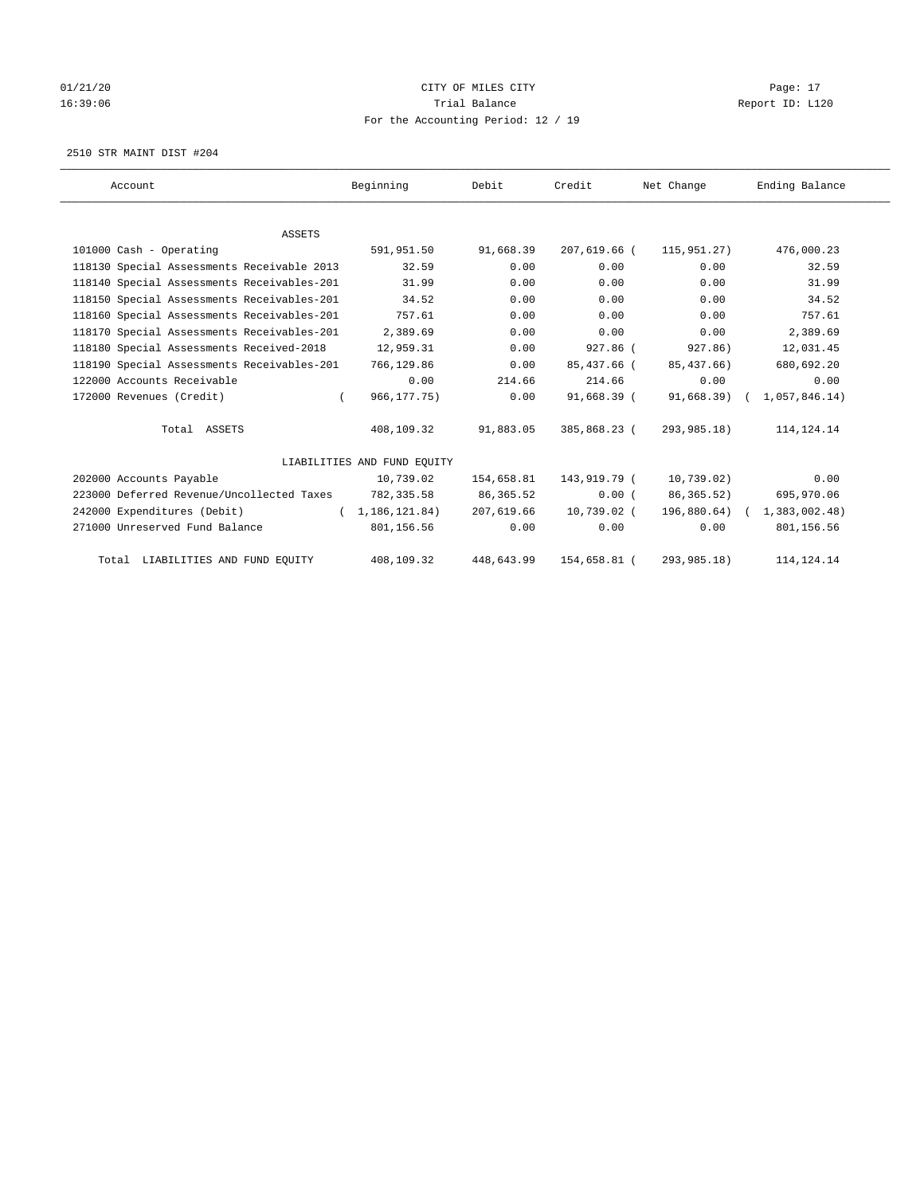CITY OF MILES CITY
Trial Balance
For the Accounting Period: 12 / 19

01/21/20
16:39:06

Report ID: L120

2510 STR MAINT DIST #204

| Account | Beginning | Debit | Credit | Net Change | Ending Balance |
|---|---|---|---|---|---|
| ASSETS | | | | | |
| 101000 Cash - Operating | 591,951.50 | 91,668.39 | 207,619.66 | ( 115,951.27) | 476,000.23 |
| 118130 Special Assessments Receivable 2013 | 32.59 | 0.00 | 0.00 | 0.00 | 32.59 |
| 118140 Special Assessments Receivables-201 | 31.99 | 0.00 | 0.00 | 0.00 | 31.99 |
| 118150 Special Assessments Receivables-201 | 34.52 | 0.00 | 0.00 | 0.00 | 34.52 |
| 118160 Special Assessments Receivables-201 | 757.61 | 0.00 | 0.00 | 0.00 | 757.61 |
| 118170 Special Assessments Receivables-201 | 2,389.69 | 0.00 | 0.00 | 0.00 | 2,389.69 |
| 118180 Special Assessments Received-2018 | 12,959.31 | 0.00 | 927.86 | ( 927.86) | 12,031.45 |
| 118190 Special Assessments Receivables-201 | 766,129.86 | 0.00 | 85,437.66 | ( 85,437.66) | 680,692.20 |
| 122000 Accounts Receivable | 0.00 | 214.66 | 214.66 | 0.00 | 0.00 |
| 172000 Revenues (Credit) | ( 966,177.75) | 0.00 | 91,668.39 | ( 91,668.39) | ( 1,057,846.14) |
| Total ASSETS | 408,109.32 | 91,883.05 | 385,868.23 | ( 293,985.18) | 114,124.14 |
| LIABILITIES AND FUND EQUITY | | | | | |
| 202000 Accounts Payable | 10,739.02 | 154,658.81 | 143,919.79 | ( 10,739.02) | 0.00 |
| 223000 Deferred Revenue/Uncollected Taxes | 782,335.58 | 86,365.52 | 0.00 | ( 86,365.52) | 695,970.06 |
| 242000 Expenditures (Debit) | ( 1,186,121.84) | 207,619.66 | 10,739.02 | ( 196,880.64) | ( 1,383,002.48) |
| 271000 Unreserved Fund Balance | 801,156.56 | 0.00 | 0.00 | 0.00 | 801,156.56 |
| Total LIABILITIES AND FUND EQUITY | 408,109.32 | 448,643.99 | 154,658.81 | ( 293,985.18) | 114,124.14 |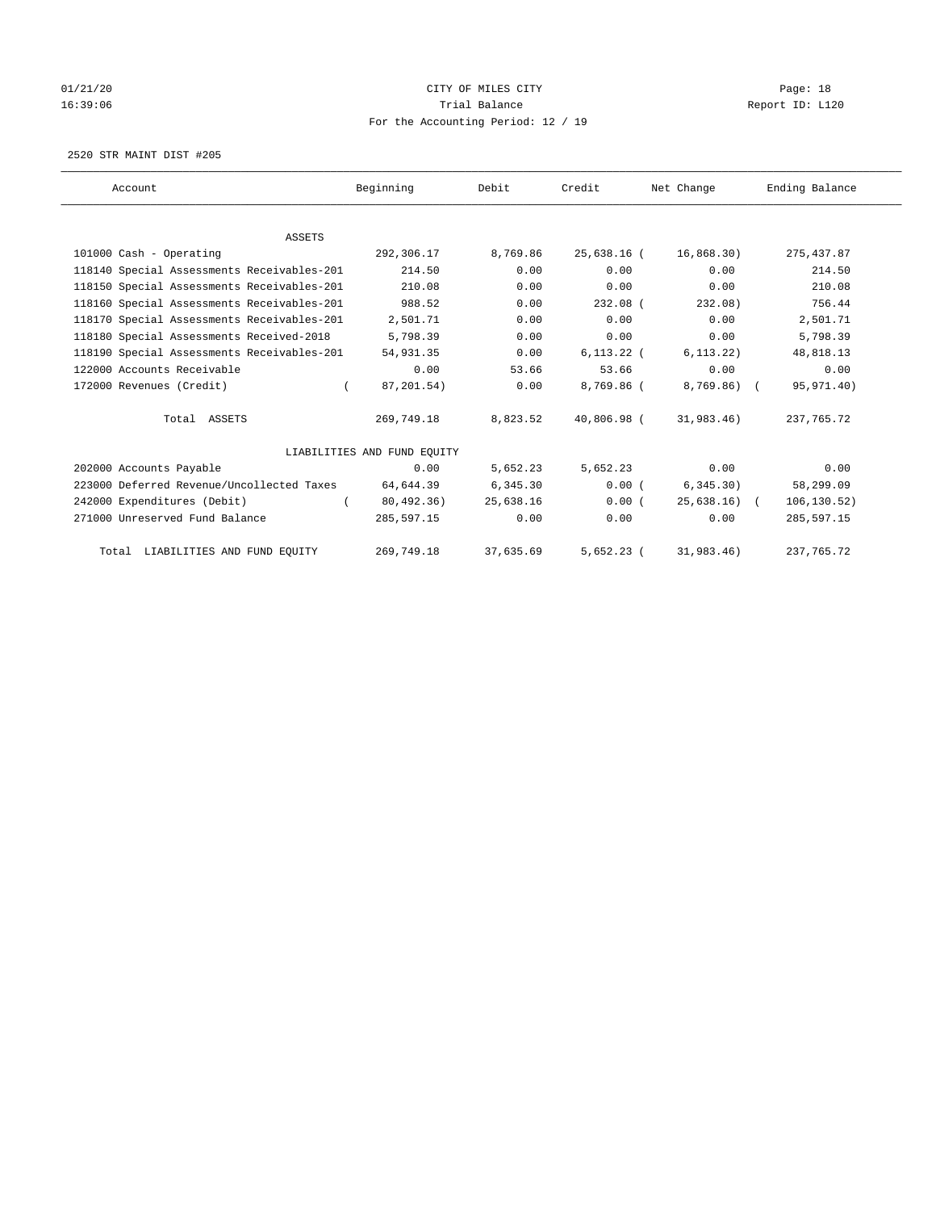01/21/20 CITY OF MILES CITY

16:39:06 Trial Balance Report ID: L120

For the Accounting Period: 12 / 19

2520 STR MAINT DIST #205

| Account | Beginning | Debit | Credit | Net Change | Ending Balance |
|---|---|---|---|---|---|
| ASSETS | | | | | |
| 101000 Cash - Operating | 292,306.17 | 8,769.86 | 25,638.16 | ( 16,868.30) | 275,437.87 |
| 118140 Special Assessments Receivables-201 | 214.50 | 0.00 | 0.00 | 0.00 | 214.50 |
| 118150 Special Assessments Receivables-201 | 210.08 | 0.00 | 0.00 | 0.00 | 210.08 |
| 118160 Special Assessments Receivables-201 | 988.52 | 0.00 | 232.08 | ( 232.08) | 756.44 |
| 118170 Special Assessments Receivables-201 | 2,501.71 | 0.00 | 0.00 | 0.00 | 2,501.71 |
| 118180 Special Assessments Received-2018 | 5,798.39 | 0.00 | 0.00 | 0.00 | 5,798.39 |
| 118190 Special Assessments Receivables-201 | 54,931.35 | 0.00 | 6,113.22 | ( 6,113.22) | 48,818.13 |
| 122000 Accounts Receivable | 0.00 | 53.66 | 53.66 | 0.00 | 0.00 |
| 172000 Revenues (Credit) | ( 87,201.54) | 0.00 | 8,769.86 | ( 8,769.86) | ( 95,971.40) |
| Total ASSETS | 269,749.18 | 8,823.52 | 40,806.98 | ( 31,983.46) | 237,765.72 |
| LIABILITIES AND FUND EQUITY | | | | | |
| 202000 Accounts Payable | 0.00 | 5,652.23 | 5,652.23 | 0.00 | 0.00 |
| 223000 Deferred Revenue/Uncollected Taxes | 64,644.39 | 6,345.30 | 0.00 | ( 6,345.30) | 58,299.09 |
| 242000 Expenditures (Debit) | ( 80,492.36) | 25,638.16 | 0.00 | ( 25,638.16) | ( 106,130.52) |
| 271000 Unreserved Fund Balance | 285,597.15 | 0.00 | 0.00 | 0.00 | 285,597.15 |
| Total LIABILITIES AND FUND EQUITY | 269,749.18 | 37,635.69 | 5,652.23 | ( 31,983.46) | 237,765.72 |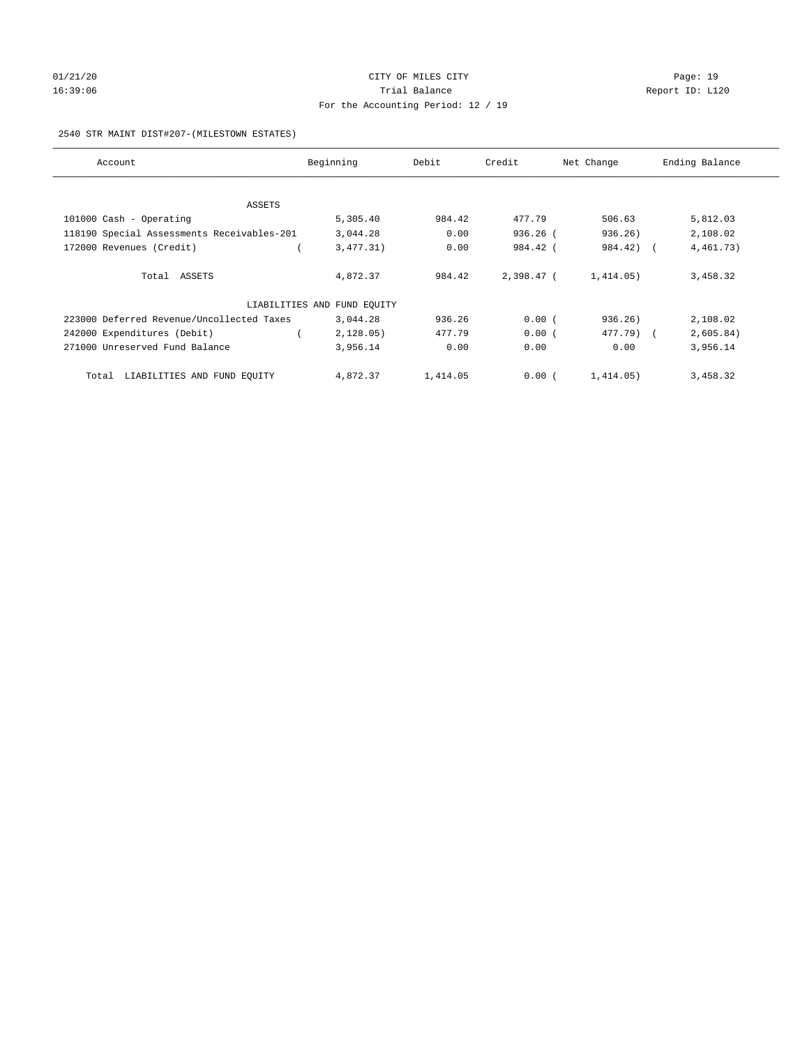01/21/20 CITY OF MILES CITY Page: 19
16:39:06 Trial Balance Report ID: L120
For the Accounting Period: 12 / 19

2540 STR MAINT DIST#207-(MILESTOWN ESTATES)

| Account | Beginning | Debit | Credit | Net Change | Ending Balance |
|---|---|---|---|---|---|
| ASSETS | | | | | |
| 101000 Cash - Operating | 5,305.40 | 984.42 | 477.79 | 506.63 | 5,812.03 |
| 118190 Special Assessments Receivables-201 | 3,044.28 | 0.00 | 936.26 | (936.26) | 2,108.02 |
| 172000 Revenues (Credit) | (3,477.31) | 0.00 | 984.42 | (984.42) | (4,461.73) |
| Total ASSETS | 4,872.37 | 984.42 | 2,398.47 | (1,414.05) | 3,458.32 |
| LIABILITIES AND FUND EQUITY | | | | | |
| 223000 Deferred Revenue/Uncollected Taxes | 3,044.28 | 936.26 | 0.00 | (936.26) | 2,108.02 |
| 242000 Expenditures (Debit) | (2,128.05) | 477.79 | 0.00 | (477.79) | (2,605.84) |
| 271000 Unreserved Fund Balance | 3,956.14 | 0.00 | 0.00 | 0.00 | 3,956.14 |
| Total LIABILITIES AND FUND EQUITY | 4,872.37 | 1,414.05 | 0.00 | (1,414.05) | 3,458.32 |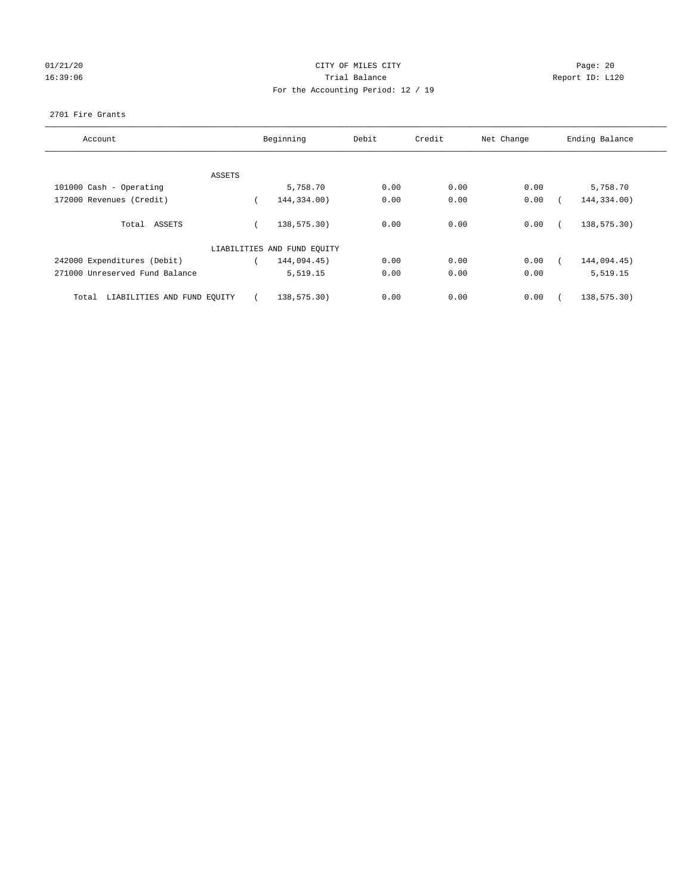CITY OF MILES CITY

Trial Balance

For the Accounting Period: 12 / 19

2701 Fire Grants

| Account | Beginning | Debit | Credit | Net Change | Ending Balance |
|---|---|---|---|---|---|
| ASSETS | | | | | |
| 101000 Cash - Operating | 5,758.70 | 0.00 | 0.00 | 0.00 | 5,758.70 |
| 172000 Revenues (Credit) | ( 144,334.00) | 0.00 | 0.00 | 0.00 | ( 144,334.00) |
| Total ASSETS | ( 138,575.30) | 0.00 | 0.00 | 0.00 | ( 138,575.30) |
| LIABILITIES AND FUND EQUITY | | | | | |
| 242000 Expenditures (Debit) | ( 144,094.45) | 0.00 | 0.00 | 0.00 | ( 144,094.45) |
| 271000 Unreserved Fund Balance | 5,519.15 | 0.00 | 0.00 | 0.00 | 5,519.15 |
| Total LIABILITIES AND FUND EQUITY | ( 138,575.30) | 0.00 | 0.00 | 0.00 | ( 138,575.30) |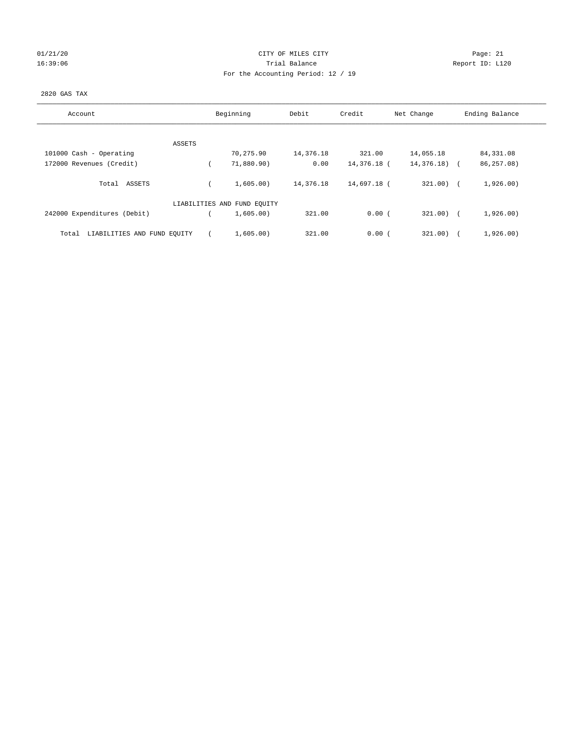CITY OF MILES CITY

Trial Balance

For the Accounting Period: 12 / 19

01/21/20
16:39:06

Report ID: L120

2820 GAS TAX

| Account | Beginning | Debit | Credit | Net Change | Ending Balance |
|---|---|---|---|---|---|
| ASSETS | | | | | |
| 101000 Cash - Operating | 70,275.90 | 14,376.18 | 321.00 | 14,055.18 | 84,331.08 |
| 172000 Revenues (Credit) | ( 71,880.90) | 0.00 | 14,376.18 | ( 14,376.18) | ( 86,257.08) |
| Total ASSETS | ( 1,605.00) | 14,376.18 | 14,697.18 | ( 321.00) | ( 1,926.00) |
| LIABILITIES AND FUND EQUITY | | | | | |
| 242000 Expenditures (Debit) | ( 1,605.00) | 321.00 | 0.00 | ( 321.00) | ( 1,926.00) |
| Total LIABILITIES AND FUND EQUITY | ( 1,605.00) | 321.00 | 0.00 | ( 321.00) | ( 1,926.00) |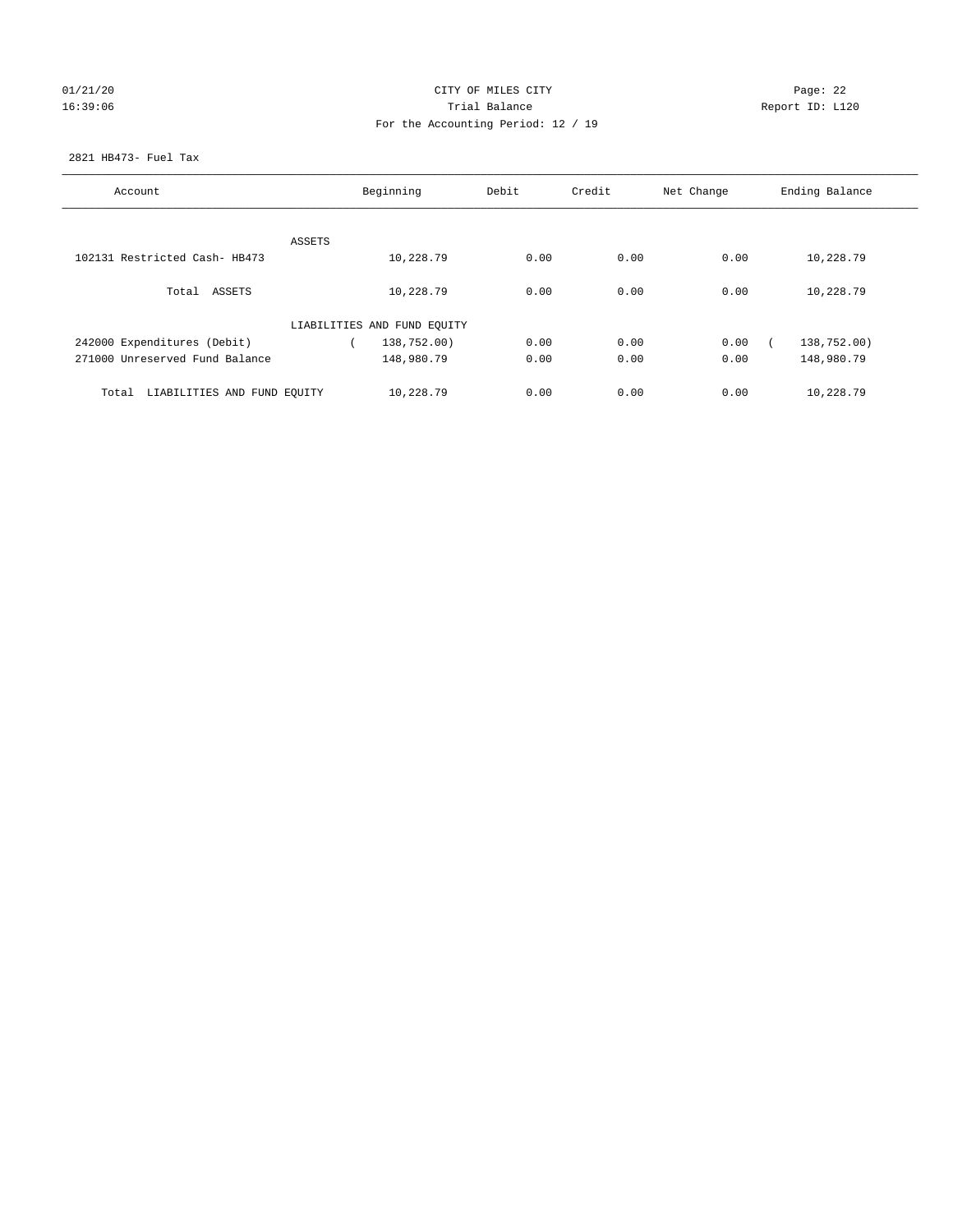CITY OF MILES CITY

Trial Balance

For the Accounting Period: 12 / 19

2821 HB473- Fuel Tax

| Account | Beginning | Debit | Credit | Net Change | Ending Balance |
|---|---|---|---|---|---|
| ASSETS | | | | | |
| 102131 Restricted Cash- HB473 | 10,228.79 | 0.00 | 0.00 | 0.00 | 10,228.79 |
| Total ASSETS | 10,228.79 | 0.00 | 0.00 | 0.00 | 10,228.79 |
| LIABILITIES AND FUND EQUITY | | | | | |
| 242000 Expenditures (Debit) | ( 138,752.00) | 0.00 | 0.00 | 0.00 | ( 138,752.00) |
| 271000 Unreserved Fund Balance | 148,980.79 | 0.00 | 0.00 | 0.00 | 148,980.79 |
| Total LIABILITIES AND FUND EQUITY | 10,228.79 | 0.00 | 0.00 | 0.00 | 10,228.79 |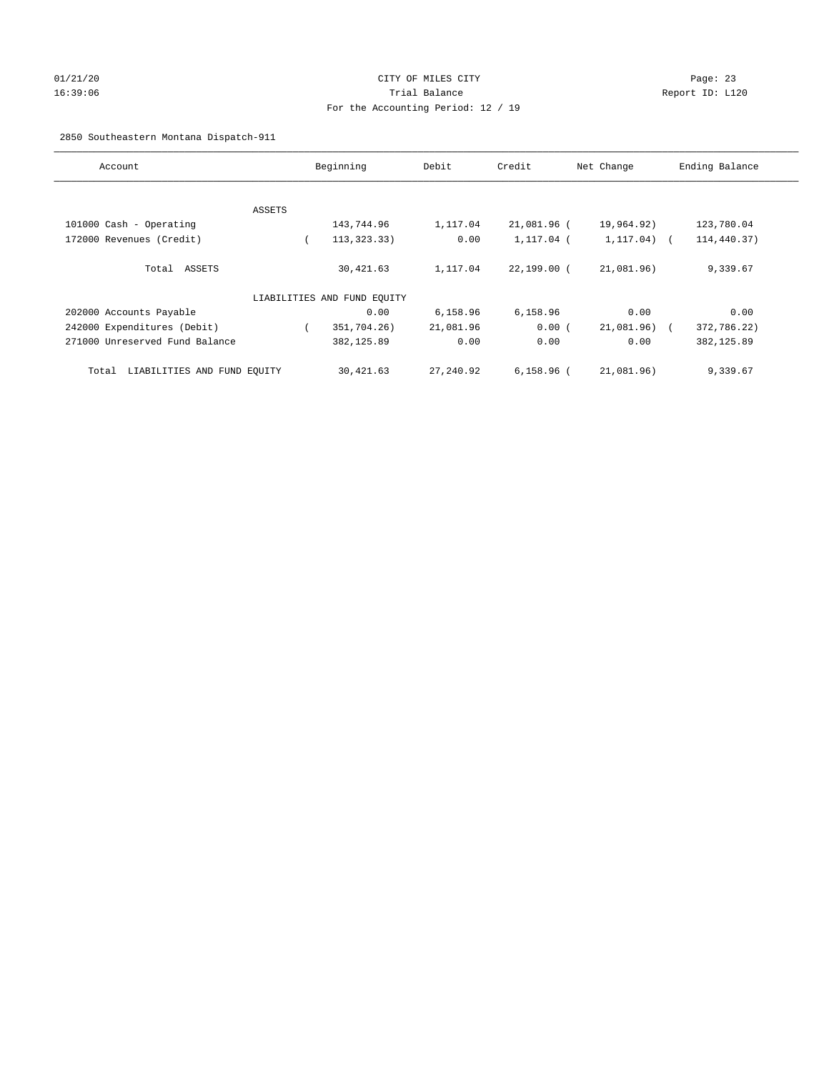CITY OF MILES CITY
Trial Balance
For the Accounting Period: 12 / 19

01/21/20
16:39:06

Report ID: L120

2850 Southeastern Montana Dispatch-911

| Account | Beginning | Debit | Credit | Net Change | Ending Balance |
|---|---|---|---|---|---|
| ASSETS | | | | | |
| 101000 Cash - Operating | 143,744.96 | 1,117.04 | 21,081.96 | ( 19,964.92) | 123,780.04 |
| 172000 Revenues (Credit) | ( 113,323.33) | 0.00 | 1,117.04 | ( 1,117.04) | ( 114,440.37) |
| Total ASSETS | 30,421.63 | 1,117.04 | 22,199.00 | ( 21,081.96) | 9,339.67 |
| LIABILITIES AND FUND EQUITY | | | | | |
| 202000 Accounts Payable | 0.00 | 6,158.96 | 6,158.96 | 0.00 | 0.00 |
| 242000 Expenditures (Debit) | ( 351,704.26) | 21,081.96 | 0.00 | ( 21,081.96) | ( 372,786.22) |
| 271000 Unreserved Fund Balance | 382,125.89 | 0.00 | 0.00 | 0.00 | 382,125.89 |
| Total LIABILITIES AND FUND EQUITY | 30,421.63 | 27,240.92 | 6,158.96 | ( 21,081.96) | 9,339.67 |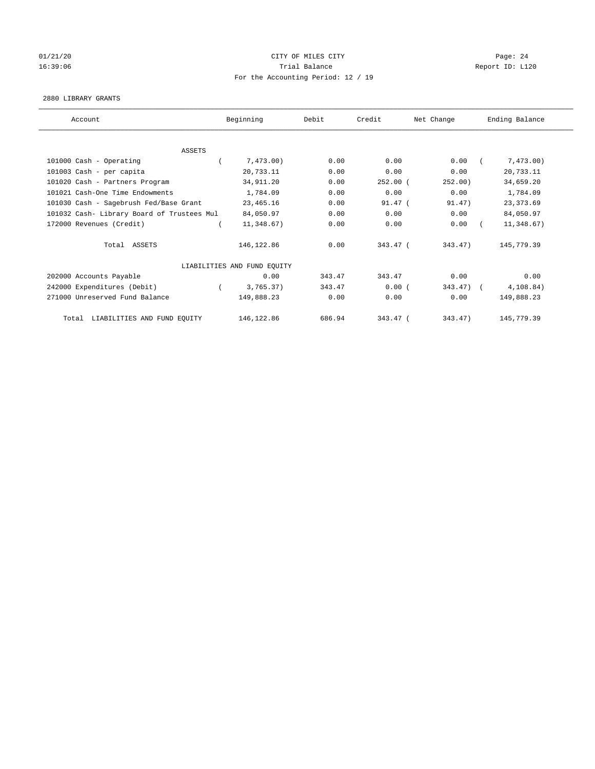CITY OF MILES CITY
Trial Balance
For the Accounting Period: 12 / 19

01/21/20
16:39:06

Report ID: L120

2880 LIBRARY GRANTS

| Account | Beginning | Debit | Credit | Net Change | Ending Balance |
|---|---|---|---|---|---|
| ASSETS | | | | | |
| 101000 Cash - Operating | ( 7,473.00) | 0.00 | 0.00 | 0.00 | ( 7,473.00) |
| 101003 Cash - per capita | 20,733.11 | 0.00 | 0.00 | 0.00 | 20,733.11 |
| 101020 Cash - Partners Program | 34,911.20 | 0.00 | 252.00 | ( 252.00) | 34,659.20 |
| 101021 Cash-One Time Endowments | 1,784.09 | 0.00 | 0.00 | 0.00 | 1,784.09 |
| 101030 Cash - Sagebrush Fed/Base Grant | 23,465.16 | 0.00 | 91.47 | ( 91.47) | 23,373.69 |
| 101032 Cash- Library Board of Trustees Mul | 84,050.97 | 0.00 | 0.00 | 0.00 | 84,050.97 |
| 172000 Revenues (Credit) | ( 11,348.67) | 0.00 | 0.00 | 0.00 | ( 11,348.67) |
| Total ASSETS | 146,122.86 | 0.00 | 343.47 | ( 343.47) | 145,779.39 |
| LIABILITIES AND FUND EQUITY | | | | | |
| 202000 Accounts Payable | 0.00 | 343.47 | 343.47 | 0.00 | 0.00 |
| 242000 Expenditures (Debit) | ( 3,765.37) | 343.47 | 0.00 | ( 343.47) | ( 4,108.84) |
| 271000 Unreserved Fund Balance | 149,888.23 | 0.00 | 0.00 | 0.00 | 149,888.23 |
| Total LIABILITIES AND FUND EQUITY | 146,122.86 | 686.94 | 343.47 | ( 343.47) | 145,779.39 |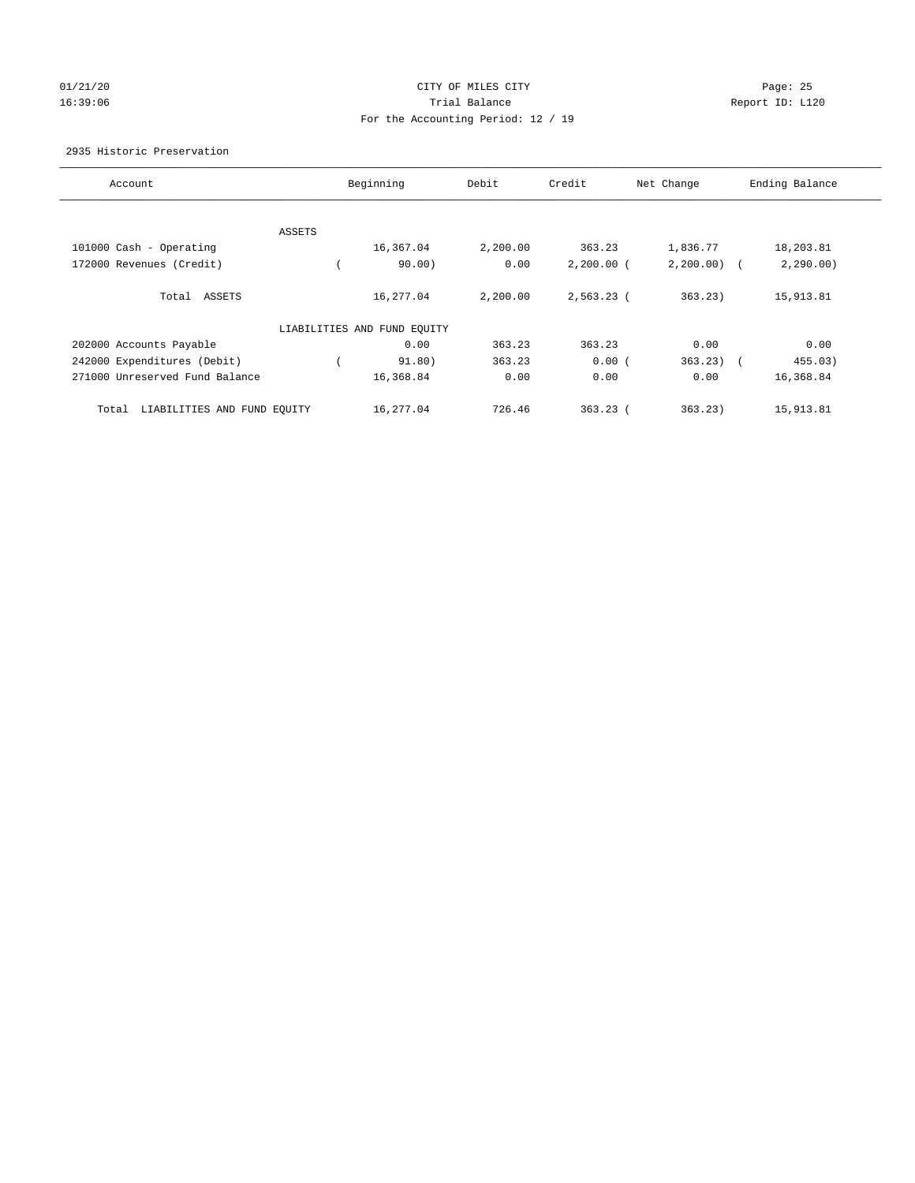CITY OF MILES CITY

Trial Balance

For the Accounting Period: 12 / 19

01/21/20 16:39:06

Report ID: L120

2935 Historic Preservation

| Account | Beginning | Debit | Credit | Net Change | Ending Balance |
|---|---|---|---|---|---|
| ASSETS | | | | | |
| 101000 Cash - Operating | 16,367.04 | 2,200.00 | 363.23 | 1,836.77 | 18,203.81 |
| 172000 Revenues (Credit) | ( 90.00) | 0.00 | 2,200.00 | ( 2,200.00) | ( 2,290.00) |
| Total ASSETS | 16,277.04 | 2,200.00 | 2,563.23 | ( 363.23) | 15,913.81 |
| LIABILITIES AND FUND EQUITY | | | | | |
| 202000 Accounts Payable | 0.00 | 363.23 | 363.23 | 0.00 | 0.00 |
| 242000 Expenditures (Debit) | ( 91.80) | 363.23 | 0.00 | ( 363.23) | ( 455.03) |
| 271000 Unreserved Fund Balance | 16,368.84 | 0.00 | 0.00 | 0.00 | 16,368.84 |
| Total LIABILITIES AND FUND EQUITY | 16,277.04 | 726.46 | 363.23 | ( 363.23) | 15,913.81 |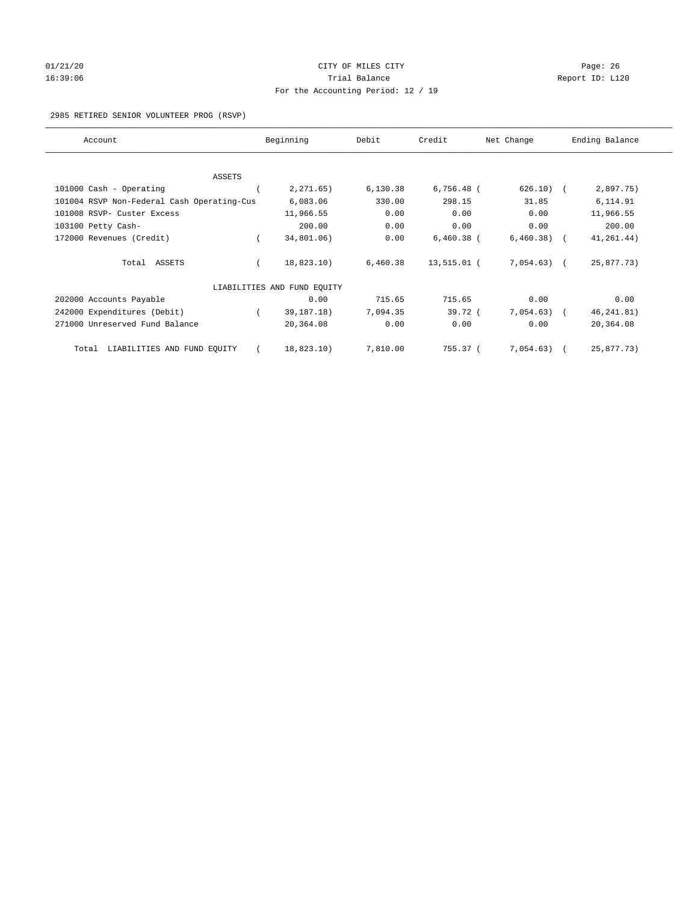CITY OF MILES CITY
Trial Balance
For the Accounting Period: 12 / 19

01/21/20
16:39:06

Page: 26
Report ID: L120

2985 RETIRED SENIOR VOLUNTEER PROG (RSVP)

| Account | Beginning | Debit | Credit | Net Change | Ending Balance |
|---|---|---|---|---|---|
| ASSETS | | | | | |
| 101000 Cash - Operating | ( 2,271.65) | 6,130.38 | 6,756.48 | ( 626.10) | ( 2,897.75) |
| 101004 RSVP Non-Federal Cash Operating-Cus | 6,083.06 | 330.00 | 298.15 | 31.85 | 6,114.91 |
| 101008 RSVP- Custer Excess | 11,966.55 | 0.00 | 0.00 | 0.00 | 11,966.55 |
| 103100 Petty Cash- | 200.00 | 0.00 | 0.00 | 0.00 | 200.00 |
| 172000 Revenues (Credit) | ( 34,801.06) | 0.00 | 6,460.38 | ( 6,460.38) | ( 41,261.44) |
| Total ASSETS | ( 18,823.10) | 6,460.38 | 13,515.01 | ( 7,054.63) | ( 25,877.73) |
| LIABILITIES AND FUND EQUITY | | | | | |
| 202000 Accounts Payable | 0.00 | 715.65 | 715.65 | 0.00 | 0.00 |
| 242000 Expenditures (Debit) | ( 39,187.18) | 7,094.35 | 39.72 | ( 7,054.63) | ( 46,241.81) |
| 271000 Unreserved Fund Balance | 20,364.08 | 0.00 | 0.00 | 0.00 | 20,364.08 |
| Total LIABILITIES AND FUND EQUITY | ( 18,823.10) | 7,810.00 | 755.37 | ( 7,054.63) | ( 25,877.73) |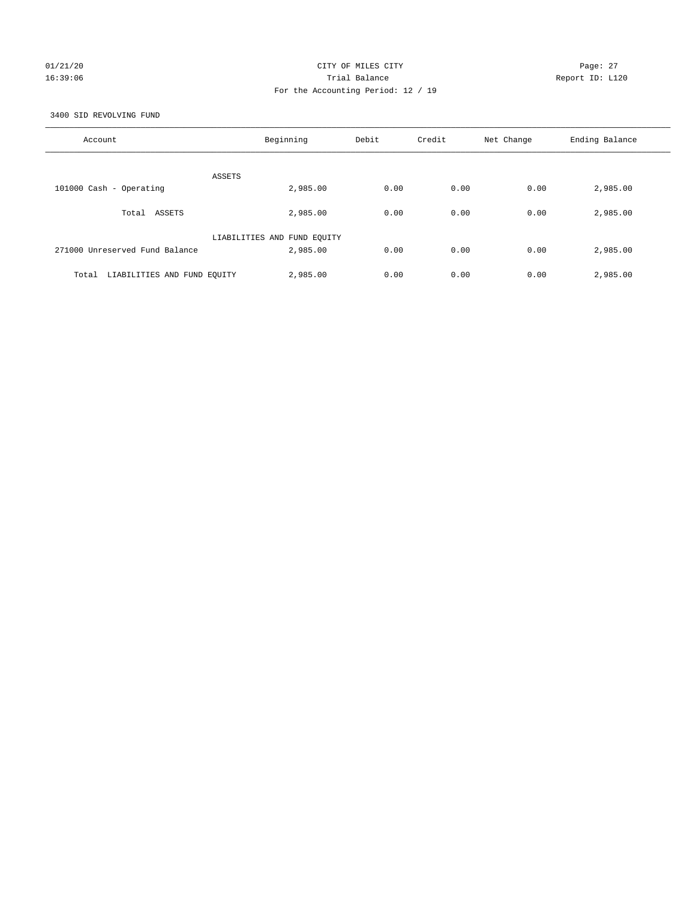CITY OF MILES CITY
Trial Balance
For the Accounting Period: 12 / 19

01/21/20
16:39:06

Page: 27
Report ID: L120

3400 SID REVOLVING FUND

| Account | Beginning | Debit | Credit | Net Change | Ending Balance |
|---|---|---|---|---|---|
| ASSETS | | | | | |
| 101000 Cash - Operating | 2,985.00 | 0.00 | 0.00 | 0.00 | 2,985.00 |
| Total ASSETS | 2,985.00 | 0.00 | 0.00 | 0.00 | 2,985.00 |
| LIABILITIES AND FUND EQUITY | | | | | |
| 271000 Unreserved Fund Balance | 2,985.00 | 0.00 | 0.00 | 0.00 | 2,985.00 |
| Total LIABILITIES AND FUND EQUITY | 2,985.00 | 0.00 | 0.00 | 0.00 | 2,985.00 |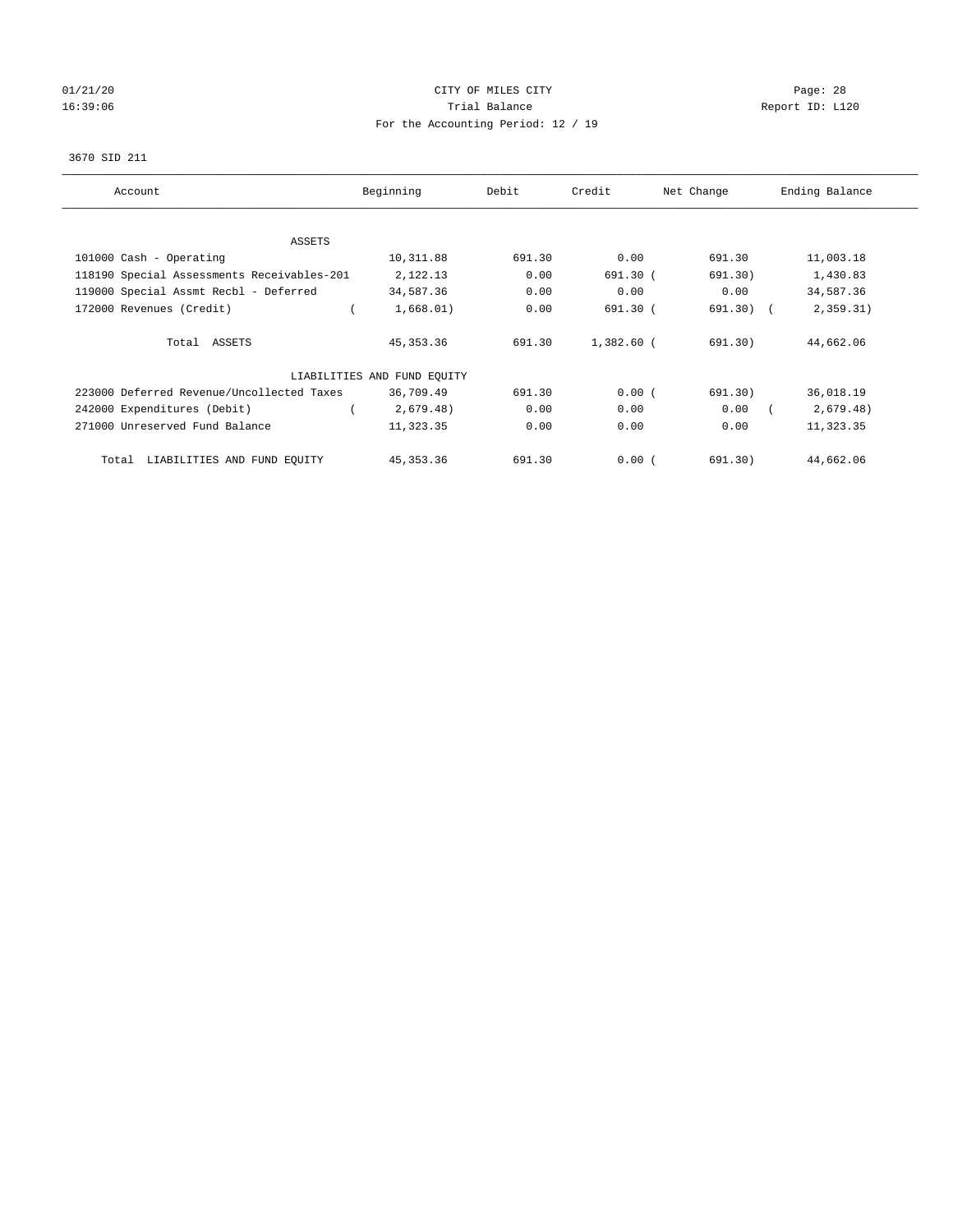CITY OF MILES CITY
Trial Balance
For the Accounting Period: 12 / 19

01/21/20
16:39:06

Page: 28
Report ID: L120

3670 SID 211

| Account | Beginning | Debit | Credit | Net Change | Ending Balance |
|---|---|---|---|---|---|
| ASSETS | | | | | |
| 101000 Cash - Operating | 10,311.88 | 691.30 | 0.00 | 691.30 | 11,003.18 |
| 118190 Special Assessments Receivables-201 | 2,122.13 | 0.00 | 691.30 | ( 691.30) | 1,430.83 |
| 119000 Special Assmt Recbl - Deferred | 34,587.36 | 0.00 | 0.00 | 0.00 | 34,587.36 |
| 172000 Revenues (Credit) | ( 1,668.01) | 0.00 | 691.30 | ( 691.30) | ( 2,359.31) |
| Total ASSETS | 45,353.36 | 691.30 | 1,382.60 | ( 691.30) | 44,662.06 |
| LIABILITIES AND FUND EQUITY | | | | | |
| 223000 Deferred Revenue/Uncollected Taxes | 36,709.49 | 691.30 | 0.00 | ( 691.30) | 36,018.19 |
| 242000 Expenditures (Debit) | ( 2,679.48) | 0.00 | 0.00 | 0.00 | ( 2,679.48) |
| 271000 Unreserved Fund Balance | 11,323.35 | 0.00 | 0.00 | 0.00 | 11,323.35 |
| Total LIABILITIES AND FUND EQUITY | 45,353.36 | 691.30 | 0.00 | ( 691.30) | 44,662.06 |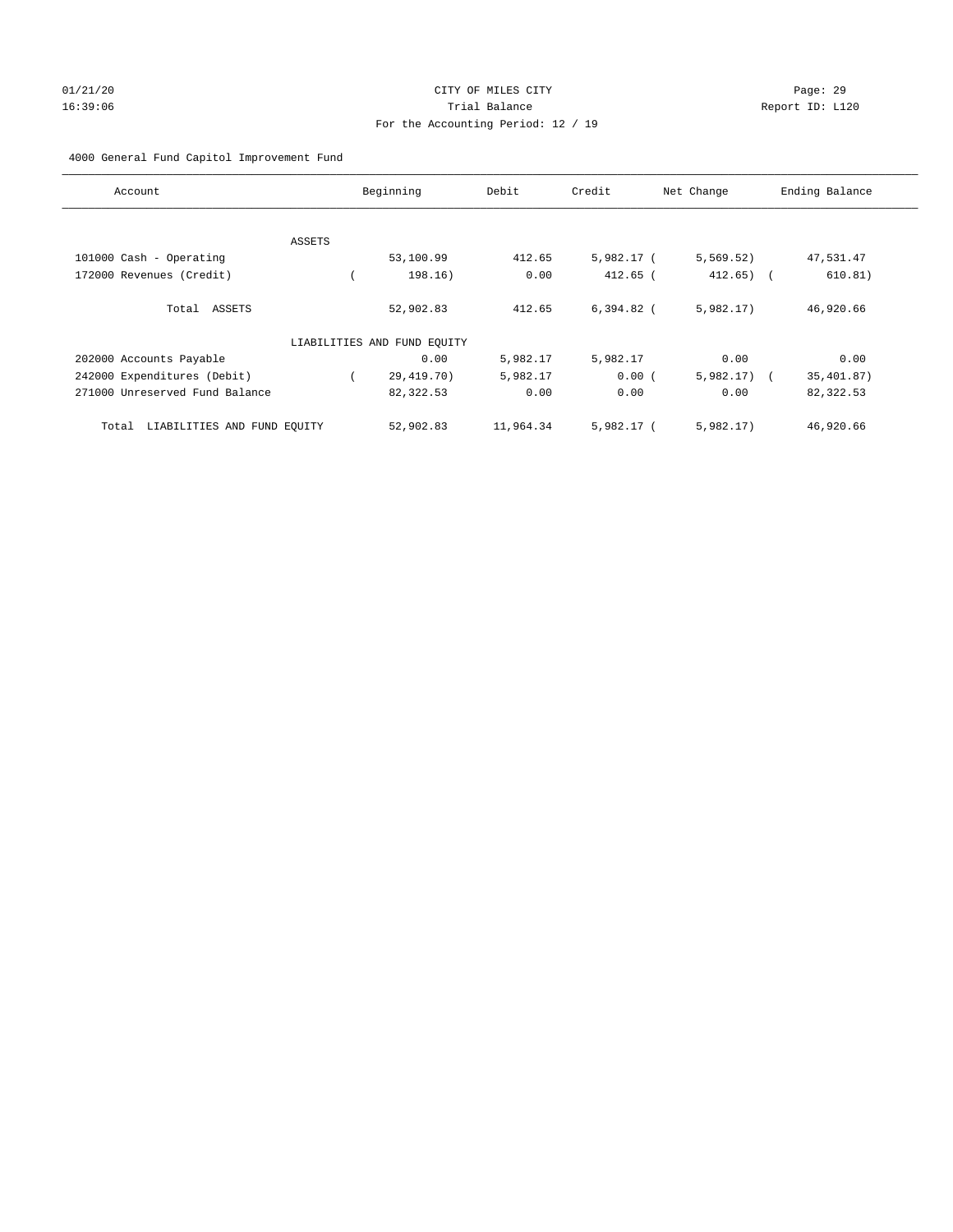CITY OF MILES CITY
Trial Balance
For the Accounting Period: 12 / 19

01/21/20
16:39:06

Report ID: L120

4000 General Fund Capitol Improvement Fund

| Account | Beginning | Debit | Credit | Net Change | Ending Balance |
|---|---|---|---|---|---|
| ASSETS | | | | | |
| 101000 Cash - Operating | 53,100.99 | 412.65 | 5,982.17 | ( 5,569.52) | 47,531.47 |
| 172000 Revenues (Credit) | ( 198.16) | 0.00 | 412.65 | ( 412.65) | ( 610.81) |
| Total ASSETS | 52,902.83 | 412.65 | 6,394.82 | ( 5,982.17) | 46,920.66 |
| LIABILITIES AND FUND EQUITY | | | | | |
| 202000 Accounts Payable | 0.00 | 5,982.17 | 5,982.17 | 0.00 | 0.00 |
| 242000 Expenditures (Debit) | ( 29,419.70) | 5,982.17 | 0.00 | ( 5,982.17) | ( 35,401.87) |
| 271000 Unreserved Fund Balance | 82,322.53 | 0.00 | 0.00 | 0.00 | 82,322.53 |
| Total LIABILITIES AND FUND EQUITY | 52,902.83 | 11,964.34 | 5,982.17 | ( 5,982.17) | 46,920.66 |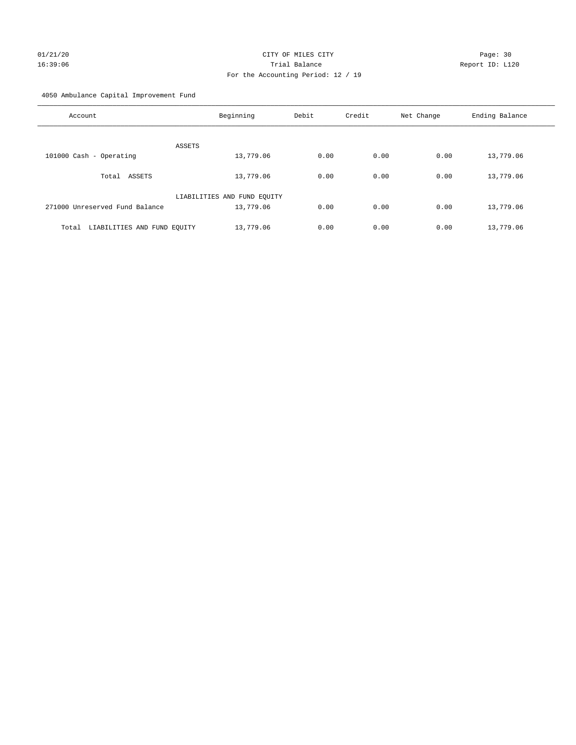CITY OF MILES CITY
Trial Balance
For the Accounting Period: 12 / 19

01/21/20
16:39:06

Page: 30
Report ID: L120

4050 Ambulance Capital Improvement Fund

| Account | Beginning | Debit | Credit | Net Change | Ending Balance |
|---|---|---|---|---|---|
| ASSETS | | | | | |
| 101000 Cash - Operating | 13,779.06 | 0.00 | 0.00 | 0.00 | 13,779.06 |
| Total ASSETS | 13,779.06 | 0.00 | 0.00 | 0.00 | 13,779.06 |
| LIABILITIES AND FUND EQUITY | | | | | |
| 271000 Unreserved Fund Balance | 13,779.06 | 0.00 | 0.00 | 0.00 | 13,779.06 |
| Total LIABILITIES AND FUND EQUITY | 13,779.06 | 0.00 | 0.00 | 0.00 | 13,779.06 |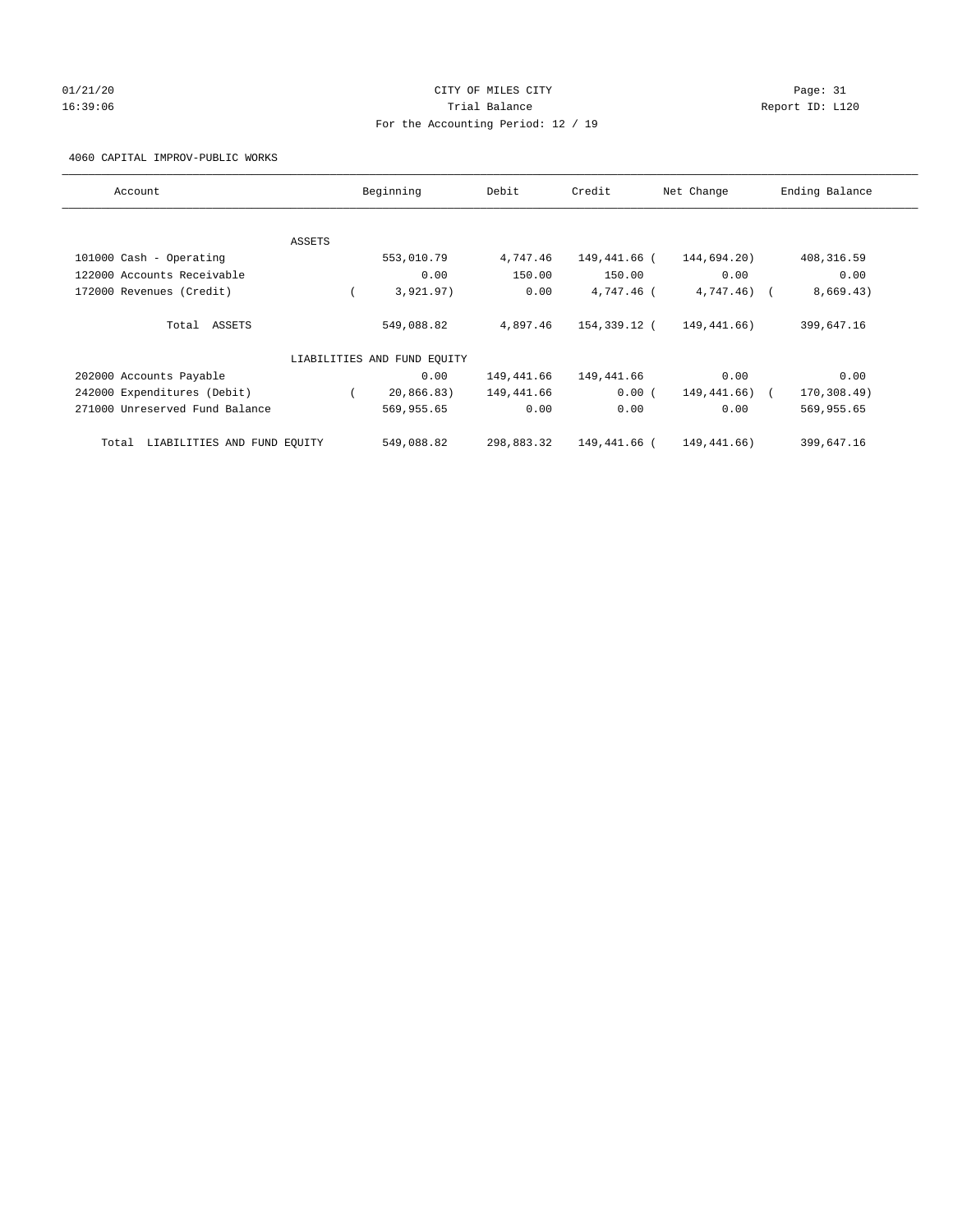CITY OF MILES CITY
Trial Balance
For the Accounting Period: 12 / 19

01/21/20
16:39:06

Report ID: L120

4060 CAPITAL IMPROV-PUBLIC WORKS

| Account | Beginning | Debit | Credit | Net Change | Ending Balance |
|---|---|---|---|---|---|
| ASSETS | | | | | |
| 101000 Cash - Operating | 553,010.79 | 4,747.46 | 149,441.66 | ( 144,694.20) | 408,316.59 |
| 122000 Accounts Receivable | 0.00 | 150.00 | 150.00 | 0.00 | 0.00 |
| 172000 Revenues (Credit) | ( 3,921.97) | 0.00 | 4,747.46 | ( 4,747.46) | ( 8,669.43) |
| Total ASSETS | 549,088.82 | 4,897.46 | 154,339.12 | ( 149,441.66) | 399,647.16 |
| LIABILITIES AND FUND EQUITY | | | | | |
| 202000 Accounts Payable | 0.00 | 149,441.66 | 149,441.66 | 0.00 | 0.00 |
| 242000 Expenditures (Debit) | ( 20,866.83) | 149,441.66 | 0.00 | ( 149,441.66) | ( 170,308.49) |
| 271000 Unreserved Fund Balance | 569,955.65 | 0.00 | 0.00 | 0.00 | 569,955.65 |
| Total LIABILITIES AND FUND EQUITY | 549,088.82 | 298,883.32 | 149,441.66 | ( 149,441.66) | 399,647.16 |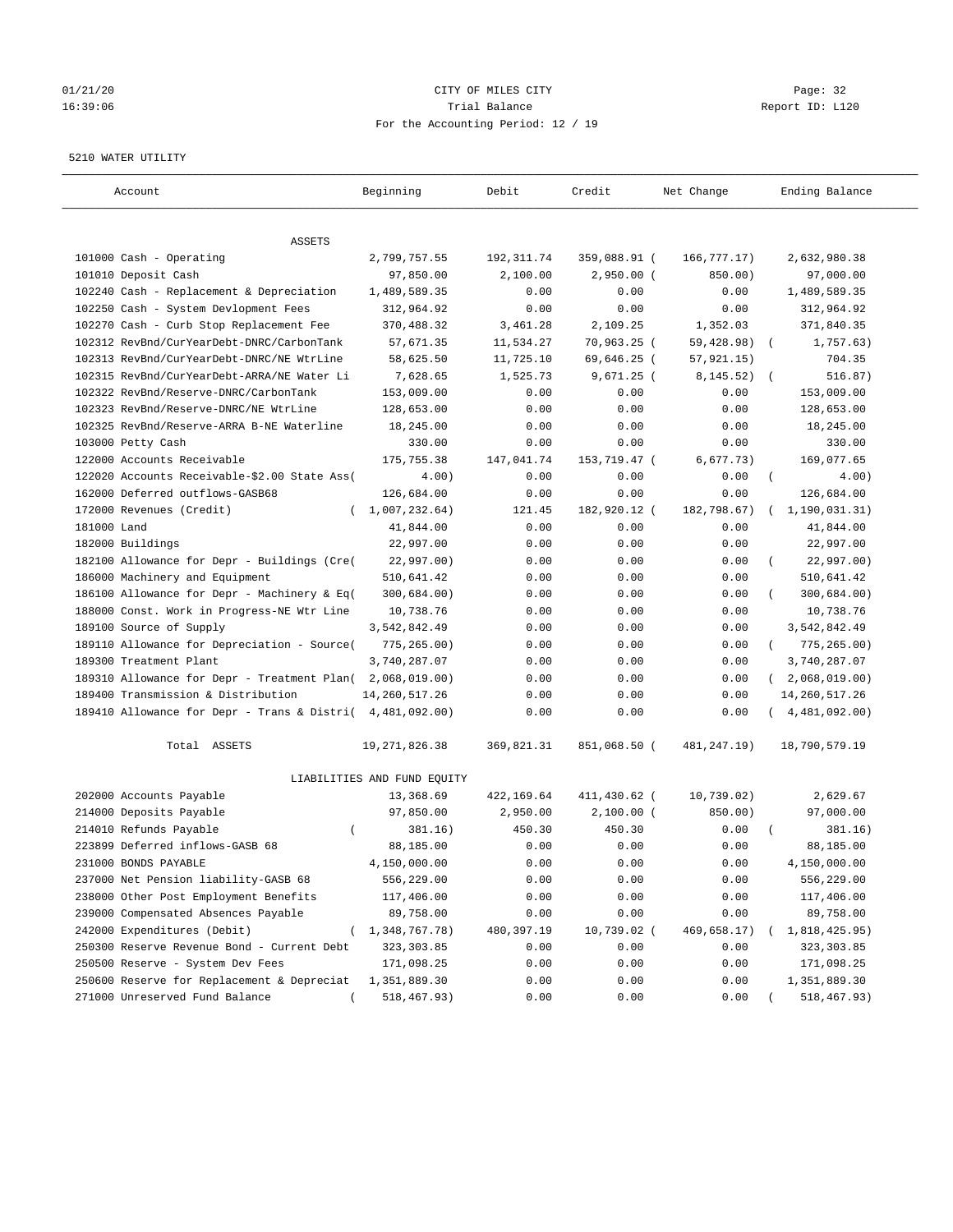01/21/20 CITY OF MILES CITY

16:39:06 Trial Balance Report ID: L120

For the Accounting Period: 12 / 19

5210 WATER UTILITY

| Account | Beginning | Debit | Credit | Net Change | Ending Balance |
|---|---|---|---|---|---|
| ASSETS | | | | | |
| 101000 Cash - Operating | 2,799,757.55 | 192,311.74 | 359,088.91 ( | 166,777.17) | 2,632,980.38 |
| 101010 Deposit Cash | 97,850.00 | 2,100.00 | 2,950.00 ( | 850.00) | 97,000.00 |
| 102240 Cash - Replacement & Depreciation | 1,489,589.35 | 0.00 | 0.00 | 0.00 | 1,489,589.35 |
| 102250 Cash - System Devlopment Fees | 312,964.92 | 0.00 | 0.00 | 0.00 | 312,964.92 |
| 102270 Cash - Curb Stop Replacement Fee | 370,488.32 | 3,461.28 | 2,109.25 | 1,352.03 | 371,840.35 |
| 102312 RevBnd/CurYearDebt-DNRC/CarbonTank | 57,671.35 | 11,534.27 | 70,963.25 ( | 59,428.98) | ( 1,757.63) |
| 102313 RevBnd/CurYearDebt-DNRC/NE WtrLine | 58,625.50 | 11,725.10 | 69,646.25 ( | 57,921.15) | 704.35 |
| 102315 RevBnd/CurYearDebt-ARRA/NE Water Li | 7,628.65 | 1,525.73 | 9,671.25 ( | 8,145.52) | ( 516.87) |
| 102322 RevBnd/Reserve-DNRC/CarbonTank | 153,009.00 | 0.00 | 0.00 | 0.00 | 153,009.00 |
| 102323 RevBnd/Reserve-DNRC/NE WtrLine | 128,653.00 | 0.00 | 0.00 | 0.00 | 128,653.00 |
| 102325 RevBnd/Reserve-ARRA B-NE Waterline | 18,245.00 | 0.00 | 0.00 | 0.00 | 18,245.00 |
| 103000 Petty Cash | 330.00 | 0.00 | 0.00 | 0.00 | 330.00 |
| 122000 Accounts Receivable | 175,755.38 | 147,041.74 | 153,719.47 ( | 6,677.73) | 169,077.65 |
| 122020 Accounts Receivable-$2.00 State Ass( | 4.00) | 0.00 | 0.00 | 0.00 | ( 4.00) |
| 162000 Deferred outflows-GASB68 | 126,684.00 | 0.00 | 0.00 | 0.00 | 126,684.00 |
| 172000 Revenues (Credit) | ( 1,007,232.64) | 121.45 | 182,920.12 ( | 182,798.67) | ( 1,190,031.31) |
| 181000 Land | 41,844.00 | 0.00 | 0.00 | 0.00 | 41,844.00 |
| 182000 Buildings | 22,997.00 | 0.00 | 0.00 | 0.00 | 22,997.00 |
| 182100 Allowance for Depr - Buildings (Cre( | 22,997.00) | 0.00 | 0.00 | 0.00 | ( 22,997.00) |
| 186000 Machinery and Equipment | 510,641.42 | 0.00 | 0.00 | 0.00 | 510,641.42 |
| 186100 Allowance for Depr - Machinery & Eq( | 300,684.00) | 0.00 | 0.00 | 0.00 | ( 300,684.00) |
| 188000 Const. Work in Progress-NE Wtr Line | 10,738.76 | 0.00 | 0.00 | 0.00 | 10,738.76 |
| 189100 Source of Supply | 3,542,842.49 | 0.00 | 0.00 | 0.00 | 3,542,842.49 |
| 189110 Allowance for Depreciation - Source( | 775,265.00) | 0.00 | 0.00 | 0.00 | ( 775,265.00) |
| 189300 Treatment Plant | 3,740,287.07 | 0.00 | 0.00 | 0.00 | 3,740,287.07 |
| 189310 Allowance for Depr - Treatment Plan( | 2,068,019.00) | 0.00 | 0.00 | 0.00 | ( 2,068,019.00) |
| 189400 Transmission & Distribution | 14,260,517.26 | 0.00 | 0.00 | 0.00 | 14,260,517.26 |
| 189410 Allowance for Depr - Trans & Distri( | 4,481,092.00) | 0.00 | 0.00 | 0.00 | ( 4,481,092.00) |
| Total ASSETS | 19,271,826.38 | 369,821.31 | 851,068.50 ( | 481,247.19) | 18,790,579.19 |
| LIABILITIES AND FUND EQUITY | | | | | |
| 202000 Accounts Payable | 13,368.69 | 422,169.64 | 411,430.62 ( | 10,739.02) | 2,629.67 |
| 214000 Deposits Payable | 97,850.00 | 2,950.00 | 2,100.00 ( | 850.00) | 97,000.00 |
| 214010 Refunds Payable | ( 381.16) | 450.30 | 450.30 | 0.00 | ( 381.16) |
| 223899 Deferred inflows-GASB 68 | 88,185.00 | 0.00 | 0.00 | 0.00 | 88,185.00 |
| 231000 BONDS PAYABLE | 4,150,000.00 | 0.00 | 0.00 | 0.00 | 4,150,000.00 |
| 237000 Net Pension liability-GASB 68 | 556,229.00 | 0.00 | 0.00 | 0.00 | 556,229.00 |
| 238000 Other Post Employment Benefits | 117,406.00 | 0.00 | 0.00 | 0.00 | 117,406.00 |
| 239000 Compensated Absences Payable | 89,758.00 | 0.00 | 0.00 | 0.00 | 89,758.00 |
| 242000 Expenditures (Debit) | ( 1,348,767.78) | 480,397.19 | 10,739.02 ( | 469,658.17) | ( 1,818,425.95) |
| 250300 Reserve Revenue Bond - Current Debt | 323,303.85 | 0.00 | 0.00 | 0.00 | 323,303.85 |
| 250500 Reserve - System Dev Fees | 171,098.25 | 0.00 | 0.00 | 0.00 | 171,098.25 |
| 250600 Reserve for Replacement & Depreciat | 1,351,889.30 | 0.00 | 0.00 | 0.00 | 1,351,889.30 |
| 271000 Unreserved Fund Balance | ( 518,467.93) | 0.00 | 0.00 | 0.00 | ( 518,467.93) |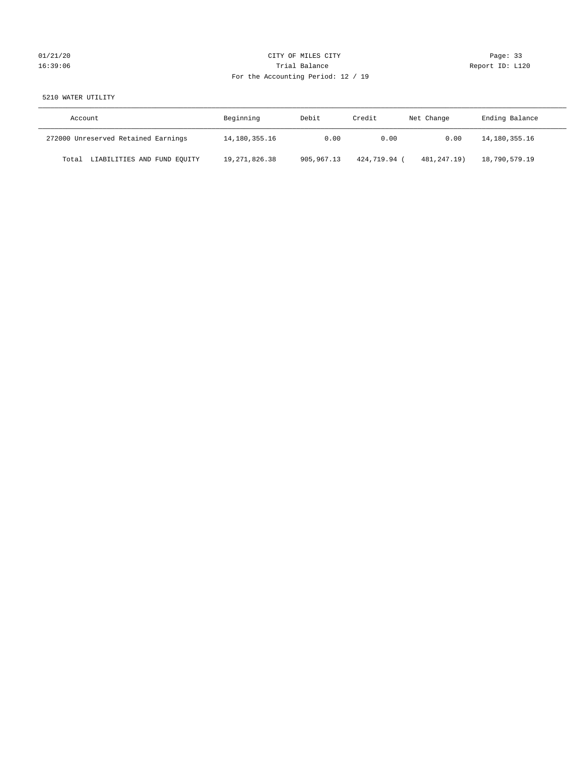CITY OF MILES CITY

Trial Balance

For the Accounting Period: 12 / 19

5210 WATER UTILITY

| Account | Beginning | Debit | Credit | Net Change | Ending Balance |
|---|---|---|---|---|---|
| 272000 Unreserved Retained Earnings | 14,180,355.16 | 0.00 | 0.00 | 0.00 | 14,180,355.16 |
| Total LIABILITIES AND FUND EQUITY | 19,271,826.38 | 905,967.13 | 424,719.94 | ( 481,247.19) | 18,790,579.19 |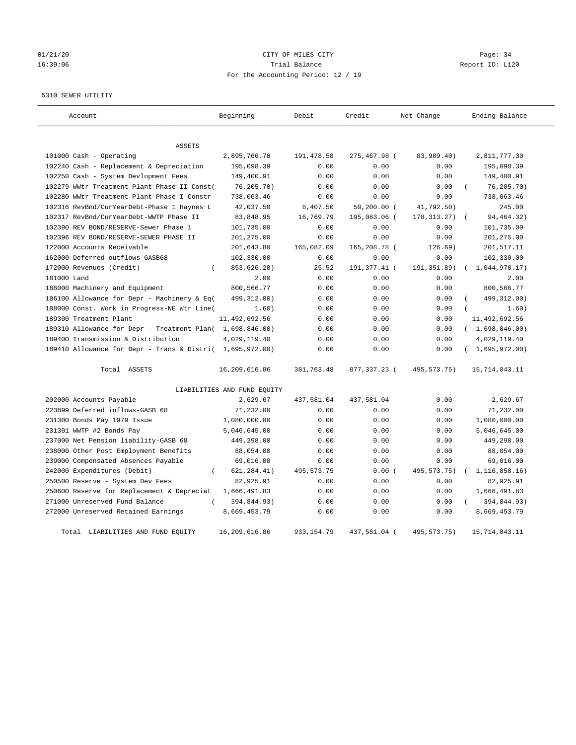CITY OF MILES CITY

Trial Balance

For the Accounting Period: 12 / 19

01/21/20 16:39:06 — Page: 34 — Report ID: L120

5310 SEWER UTILITY

| Account | Beginning | Debit | Credit | Net Change | Ending Balance |
|---|---|---|---|---|---|
| ASSETS | | | | | |
| 101000 Cash - Operating | 2,895,766.70 | 191,478.58 | 275,467.98 | ( 83,989.40) | 2,811,777.30 |
| 102240 Cash - Replacement & Depreciation | 195,098.39 | 0.00 | 0.00 | 0.00 | 195,098.39 |
| 102250 Cash - System Devlopment Fees | 149,400.91 | 0.00 | 0.00 | 0.00 | 149,400.91 |
| 102279 WWtr Treatment Plant-Phase II Const( | 76,205.70) | 0.00 | 0.00 | 0.00 | ( 76,205.70) |
| 102280 WWtr Treatment Plant-Phase I Constr | 738,063.46 | 0.00 | 0.00 | 0.00 | 738,063.46 |
| 102316 RevBnd/CurYearDebt-Phase 1 Haynes L | 42,037.50 | 8,407.50 | 50,200.00 | ( 41,792.50) | 245.00 |
| 102317 RevBnd/CurYearDebt-WWTP Phase II | 83,848.95 | 16,769.79 | 195,083.06 | ( 178,313.27) | ( 94,464.32) |
| 102390 REV BOND/RESERVE-Sewer Phase 1 | 101,735.00 | 0.00 | 0.00 | 0.00 | 101,735.00 |
| 102396 REV BOND/RESERVE-SEWER PHASE II | 201,275.00 | 0.00 | 0.00 | 0.00 | 201,275.00 |
| 122000 Accounts Receivable | 201,643.80 | 165,082.09 | 165,208.78 | ( 126.69) | 201,517.11 |
| 162000 Deferred outflows-GASB68 | 102,330.00 | 0.00 | 0.00 | 0.00 | 102,330.00 |
| 172000 Revenues (Credit) | ( 853,626.28) | 25.52 | 191,377.41 | ( 191,351.89) | ( 1,044,978.17) |
| 181000 Land | 2.00 | 0.00 | 0.00 | 0.00 | 2.00 |
| 186000 Machinery and Equipment | 800,566.77 | 0.00 | 0.00 | 0.00 | 800,566.77 |
| 186100 Allowance for Depr - Machinery & Eq( | 499,312.00) | 0.00 | 0.00 | 0.00 | ( 499,312.00) |
| 188000 Const. Work in Progress-NE Wtr Line( | 1.60) | 0.00 | 0.00 | 0.00 | ( 1.60) |
| 189300 Treatment Plant | 11,492,692.56 | 0.00 | 0.00 | 0.00 | 11,492,692.56 |
| 189310 Allowance for Depr - Treatment Plan( | 1,698,846.00) | 0.00 | 0.00 | 0.00 | ( 1,698,846.00) |
| 189400 Transmission & Distribution | 4,029,119.40 | 0.00 | 0.00 | 0.00 | 4,029,119.40 |
| 189410 Allowance for Depr - Trans & Distri( | 1,695,972.00) | 0.00 | 0.00 | 0.00 | ( 1,695,972.00) |
| Total ASSETS | 16,209,616.86 | 381,763.48 | 877,337.23 | ( 495,573.75) | 15,714,043.11 |
| LIABILITIES AND FUND EQUITY | | | | | |
| 202000 Accounts Payable | 2,629.67 | 437,581.04 | 437,581.04 | 0.00 | 2,629.67 |
| 223899 Deferred inflows-GASB 68 | 71,232.00 | 0.00 | 0.00 | 0.00 | 71,232.00 |
| 231300 Bonds Pay 1979 Issue | 1,080,000.00 | 0.00 | 0.00 | 0.00 | 1,080,000.00 |
| 231301 WWTP #2 Bonds Pay | 5,046,645.00 | 0.00 | 0.00 | 0.00 | 5,046,645.00 |
| 237000 Net Pension liability-GASB 68 | 449,298.00 | 0.00 | 0.00 | 0.00 | 449,298.00 |
| 238000 Other Post Employment Benefits | 88,054.00 | 0.00 | 0.00 | 0.00 | 88,054.00 |
| 239000 Compensated Absences Payable | 69,016.00 | 0.00 | 0.00 | 0.00 | 69,016.00 |
| 242000 Expenditures (Debit) | ( 621,284.41) | 495,573.75 | 0.00 | ( 495,573.75) | ( 1,116,858.16) |
| 250500 Reserve - System Dev Fees | 82,925.91 | 0.00 | 0.00 | 0.00 | 82,925.91 |
| 250600 Reserve for Replacement & Depreciat | 1,666,491.83 | 0.00 | 0.00 | 0.00 | 1,666,491.83 |
| 271000 Unreserved Fund Balance | ( 394,844.93) | 0.00 | 0.00 | 0.00 | ( 394,844.93) |
| 272000 Unreserved Retained Earnings | 8,669,453.79 | 0.00 | 0.00 | 0.00 | 8,669,453.79 |
| Total LIABILITIES AND FUND EQUITY | 16,209,616.86 | 933,154.79 | 437,581.04 | ( 495,573.75) | 15,714,043.11 |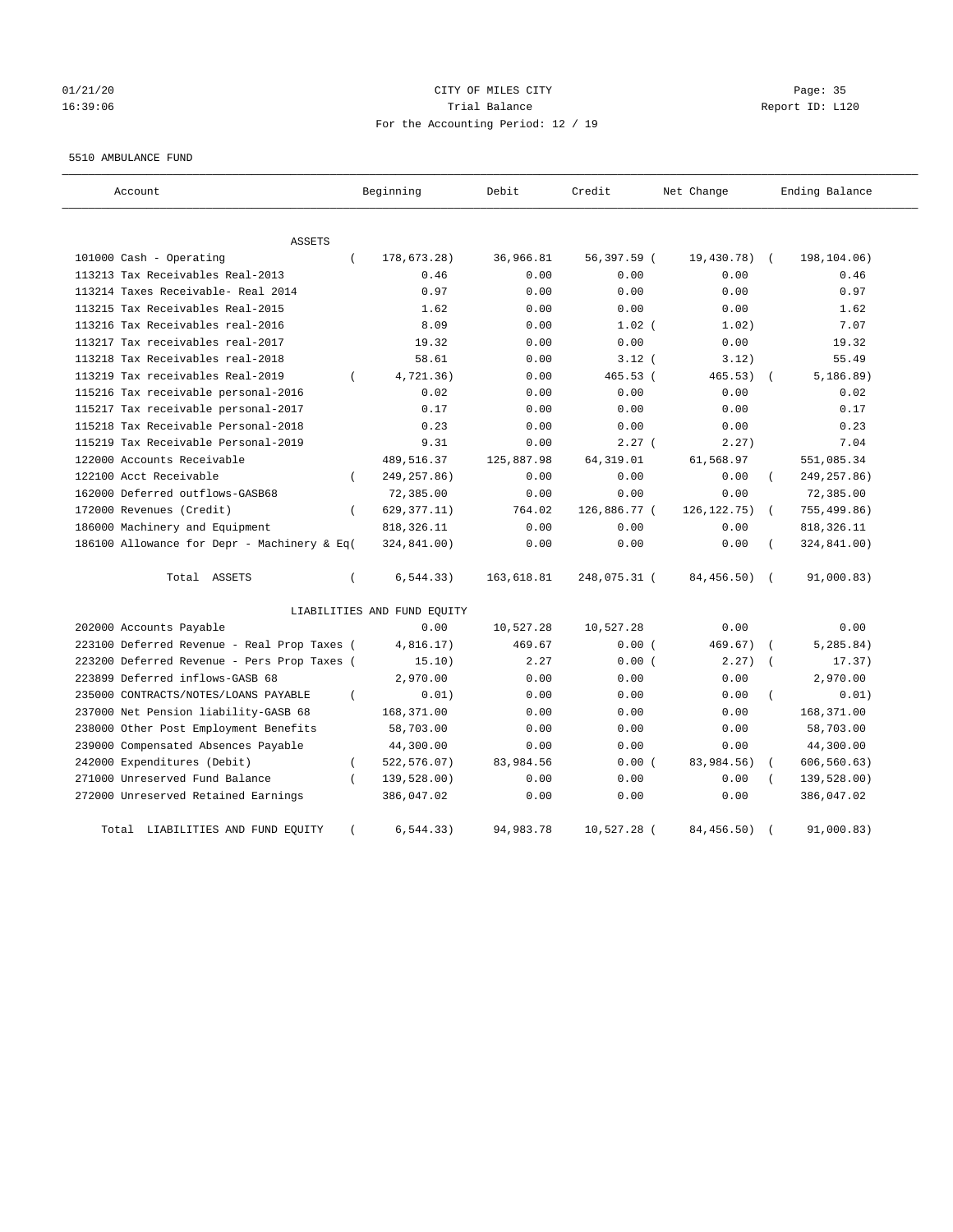CITY OF MILES CITY
Trial Balance
For the Accounting Period: 12 / 19

01/21/20
16:39:06

Page: 35
Report ID: L120

5510 AMBULANCE FUND

| Account | Beginning | Debit | Credit | Net Change | Ending Balance |
|---|---|---|---|---|---|
| ASSETS | | | | | |
| 101000 Cash - Operating | ( 178,673.28) | 36,966.81 | 56,397.59 | ( 19,430.78) | ( 198,104.06) |
| 113213 Tax Receivables Real-2013 | 0.46 | 0.00 | 0.00 | 0.00 | 0.46 |
| 113214 Taxes Receivable- Real 2014 | 0.97 | 0.00 | 0.00 | 0.00 | 0.97 |
| 113215 Tax Receivables Real-2015 | 1.62 | 0.00 | 0.00 | 0.00 | 1.62 |
| 113216 Tax Receivables real-2016 | 8.09 | 0.00 | 1.02 | ( 1.02) | 7.07 |
| 113217 Tax receivables real-2017 | 19.32 | 0.00 | 0.00 | 0.00 | 19.32 |
| 113218 Tax Receivables real-2018 | 58.61 | 0.00 | 3.12 | ( 3.12) | 55.49 |
| 113219 Tax receivables Real-2019 | ( 4,721.36) | 0.00 | 465.53 | ( 465.53) | ( 5,186.89) |
| 115216 Tax receivable personal-2016 | 0.02 | 0.00 | 0.00 | 0.00 | 0.02 |
| 115217 Tax receivable personal-2017 | 0.17 | 0.00 | 0.00 | 0.00 | 0.17 |
| 115218 Tax Receivable Personal-2018 | 0.23 | 0.00 | 0.00 | 0.00 | 0.23 |
| 115219 Tax Receivable Personal-2019 | 9.31 | 0.00 | 2.27 | ( 2.27) | 7.04 |
| 122000 Accounts Receivable | 489,516.37 | 125,887.98 | 64,319.01 | 61,568.97 | 551,085.34 |
| 122100 Acct Receivable | ( 249,257.86) | 0.00 | 0.00 | 0.00 | ( 249,257.86) |
| 162000 Deferred outflows-GASB68 | 72,385.00 | 0.00 | 0.00 | 0.00 | 72,385.00 |
| 172000 Revenues (Credit) | ( 629,377.11) | 764.02 | 126,886.77 | ( 126,122.75) | ( 755,499.86) |
| 186000 Machinery and Equipment | 818,326.11 | 0.00 | 0.00 | 0.00 | 818,326.11 |
| 186100 Allowance for Depr - Machinery & Eq | ( 324,841.00) | 0.00 | 0.00 | 0.00 | ( 324,841.00) |
| Total ASSETS | ( 6,544.33) | 163,618.81 | 248,075.31 | ( 84,456.50) | ( 91,000.83) |
| LIABILITIES AND FUND EQUITY | | | | | |
| 202000 Accounts Payable | 0.00 | 10,527.28 | 10,527.28 | 0.00 | 0.00 |
| 223100 Deferred Revenue - Real Prop Taxes | ( 4,816.17) | 469.67 | 0.00 | ( 469.67) | ( 5,285.84) |
| 223200 Deferred Revenue - Pers Prop Taxes | ( 15.10) | 2.27 | 0.00 | ( 2.27) | ( 17.37) |
| 223899 Deferred inflows-GASB 68 | 2,970.00 | 0.00 | 0.00 | 0.00 | 2,970.00 |
| 235000 CONTRACTS/NOTES/LOANS PAYABLE | ( 0.01) | 0.00 | 0.00 | 0.00 | ( 0.01) |
| 237000 Net Pension liability-GASB 68 | 168,371.00 | 0.00 | 0.00 | 0.00 | 168,371.00 |
| 238000 Other Post Employment Benefits | 58,703.00 | 0.00 | 0.00 | 0.00 | 58,703.00 |
| 239000 Compensated Absences Payable | 44,300.00 | 0.00 | 0.00 | 0.00 | 44,300.00 |
| 242000 Expenditures (Debit) | ( 522,576.07) | 83,984.56 | 0.00 | ( 83,984.56) | ( 606,560.63) |
| 271000 Unreserved Fund Balance | ( 139,528.00) | 0.00 | 0.00 | 0.00 | ( 139,528.00) |
| 272000 Unreserved Retained Earnings | 386,047.02 | 0.00 | 0.00 | 0.00 | 386,047.02 |
| Total LIABILITIES AND FUND EQUITY | ( 6,544.33) | 94,983.78 | 10,527.28 | ( 84,456.50) | ( 91,000.83) |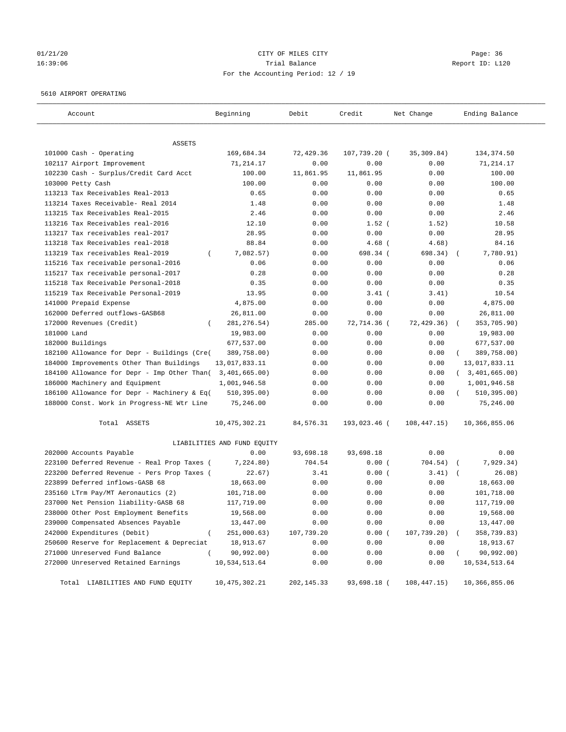01/21/20 CITY OF MILES CITY
16:39:06 Trial Balance Report ID: L120
For the Accounting Period: 12 / 19

5610 AIRPORT OPERATING

| Account | Beginning | Debit | Credit | Net Change | Ending Balance |
|---|---|---|---|---|---|
| ASSETS | | | | | |
| 101000 Cash - Operating | 169,684.34 | 72,429.36 | 107,739.20 | (35,309.84) | 134,374.50 |
| 102117 Airport Improvement | 71,214.17 | 0.00 | 0.00 | 0.00 | 71,214.17 |
| 102230 Cash - Surplus/Credit Card Acct | 100.00 | 11,861.95 | 11,861.95 | 0.00 | 100.00 |
| 103000 Petty Cash | 100.00 | 0.00 | 0.00 | 0.00 | 100.00 |
| 113213 Tax Receivables Real-2013 | 0.65 | 0.00 | 0.00 | 0.00 | 0.65 |
| 113214 Taxes Receivable- Real 2014 | 1.48 | 0.00 | 0.00 | 0.00 | 1.48 |
| 113215 Tax Receivables Real-2015 | 2.46 | 0.00 | 0.00 | 0.00 | 2.46 |
| 113216 Tax Receivables real-2016 | 12.10 | 0.00 | 1.52 | (1.52) | 10.58 |
| 113217 Tax receivables real-2017 | 28.95 | 0.00 | 0.00 | 0.00 | 28.95 |
| 113218 Tax Receivables real-2018 | 88.84 | 0.00 | 4.68 | (4.68) | 84.16 |
| 113219 Tax receivables Real-2019 | (7,082.57) | 0.00 | 698.34 | (698.34) | (7,780.91) |
| 115216 Tax receivable personal-2016 | 0.06 | 0.00 | 0.00 | 0.00 | 0.06 |
| 115217 Tax receivable personal-2017 | 0.28 | 0.00 | 0.00 | 0.00 | 0.28 |
| 115218 Tax Receivable Personal-2018 | 0.35 | 0.00 | 0.00 | 0.00 | 0.35 |
| 115219 Tax Receivable Personal-2019 | 13.95 | 0.00 | 3.41 | (3.41) | 10.54 |
| 141000 Prepaid Expense | 4,875.00 | 0.00 | 0.00 | 0.00 | 4,875.00 |
| 162000 Deferred outflows-GASB68 | 26,811.00 | 0.00 | 0.00 | 0.00 | 26,811.00 |
| 172000 Revenues (Credit) | (281,276.54) | 285.00 | 72,714.36 | (72,429.36) | (353,705.90) |
| 181000 Land | 19,983.00 | 0.00 | 0.00 | 0.00 | 19,983.00 |
| 182000 Buildings | 677,537.00 | 0.00 | 0.00 | 0.00 | 677,537.00 |
| 182100 Allowance for Depr - Buildings (Cre | (389,758.00) | 0.00 | 0.00 | 0.00 | (389,758.00) |
| 184000 Improvements Other Than Buildings | 13,017,833.11 | 0.00 | 0.00 | 0.00 | 13,017,833.11 |
| 184100 Allowance for Depr - Imp Other Than | (3,401,665.00) | 0.00 | 0.00 | 0.00 | (3,401,665.00) |
| 186000 Machinery and Equipment | 1,001,946.58 | 0.00 | 0.00 | 0.00 | 1,001,946.58 |
| 186100 Allowance for Depr - Machinery & Eq | (510,395.00) | 0.00 | 0.00 | 0.00 | (510,395.00) |
| 188000 Const. Work in Progress-NE Wtr Line | 75,246.00 | 0.00 | 0.00 | 0.00 | 75,246.00 |
| Total ASSETS | 10,475,302.21 | 84,576.31 | 193,023.46 | (108,447.15) | 10,366,855.06 |
| LIABILITIES AND FUND EQUITY | | | | | |
| 202000 Accounts Payable | 0.00 | 93,698.18 | 93,698.18 | 0.00 | 0.00 |
| 223100 Deferred Revenue - Real Prop Taxes | (7,224.80) | 704.54 | 0.00 | (704.54) | (7,929.34) |
| 223200 Deferred Revenue - Pers Prop Taxes | (22.67) | 3.41 | 0.00 | (3.41) | (26.08) |
| 223899 Deferred inflows-GASB 68 | 18,663.00 | 0.00 | 0.00 | 0.00 | 18,663.00 |
| 235160 LTrm Pay/MT Aeronautics (2) | 101,718.00 | 0.00 | 0.00 | 0.00 | 101,718.00 |
| 237000 Net Pension liability-GASB 68 | 117,719.00 | 0.00 | 0.00 | 0.00 | 117,719.00 |
| 238000 Other Post Employment Benefits | 19,568.00 | 0.00 | 0.00 | 0.00 | 19,568.00 |
| 239000 Compensated Absences Payable | 13,447.00 | 0.00 | 0.00 | 0.00 | 13,447.00 |
| 242000 Expenditures (Debit) | (251,000.63) | 107,739.20 | 0.00 | (107,739.20) | (358,739.83) |
| 250600 Reserve for Replacement & Depreciat | 18,913.67 | 0.00 | 0.00 | 0.00 | 18,913.67 |
| 271000 Unreserved Fund Balance | (90,992.00) | 0.00 | 0.00 | 0.00 | (90,992.00) |
| 272000 Unreserved Retained Earnings | 10,534,513.64 | 0.00 | 0.00 | 0.00 | 10,534,513.64 |
| Total LIABILITIES AND FUND EQUITY | 10,475,302.21 | 202,145.33 | 93,698.18 | (108,447.15) | 10,366,855.06 |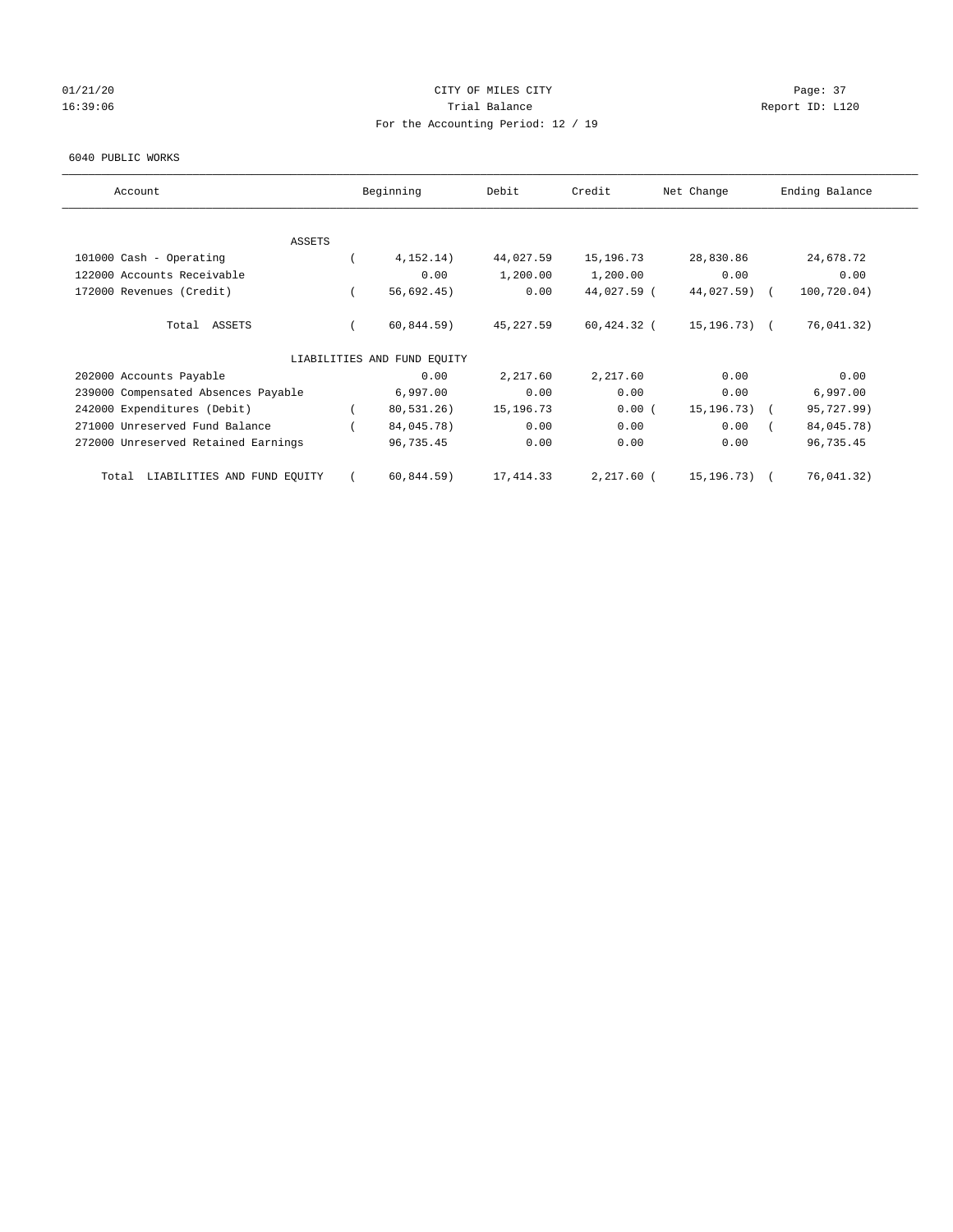CITY OF MILES CITY

Trial Balance

For the Accounting Period: 12 / 19

01/21/20
16:39:06

Report ID: L120

6040 PUBLIC WORKS

| Account | Beginning | Debit | Credit | Net Change | Ending Balance |
|---|---|---|---|---|---|
| ASSETS | | | | | |
| 101000 Cash - Operating | ( 4,152.14) | 44,027.59 | 15,196.73 | 28,830.86 | 24,678.72 |
| 122000 Accounts Receivable | 0.00 | 1,200.00 | 1,200.00 | 0.00 | 0.00 |
| 172000 Revenues (Credit) | ( 56,692.45) | 0.00 | 44,027.59 | ( 44,027.59) | ( 100,720.04) |
| Total ASSETS | ( 60,844.59) | 45,227.59 | 60,424.32 | ( 15,196.73) | ( 76,041.32) |
| LIABILITIES AND FUND EQUITY | | | | | |
| 202000 Accounts Payable | 0.00 | 2,217.60 | 2,217.60 | 0.00 | 0.00 |
| 239000 Compensated Absences Payable | 6,997.00 | 0.00 | 0.00 | 0.00 | 6,997.00 |
| 242000 Expenditures (Debit) | ( 80,531.26) | 15,196.73 | 0.00 | ( 15,196.73) | ( 95,727.99) |
| 271000 Unreserved Fund Balance | ( 84,045.78) | 0.00 | 0.00 | 0.00 | ( 84,045.78) |
| 272000 Unreserved Retained Earnings | 96,735.45 | 0.00 | 0.00 | 0.00 | 96,735.45 |
| Total LIABILITIES AND FUND EQUITY | ( 60,844.59) | 17,414.33 | 2,217.60 | ( 15,196.73) | ( 76,041.32) |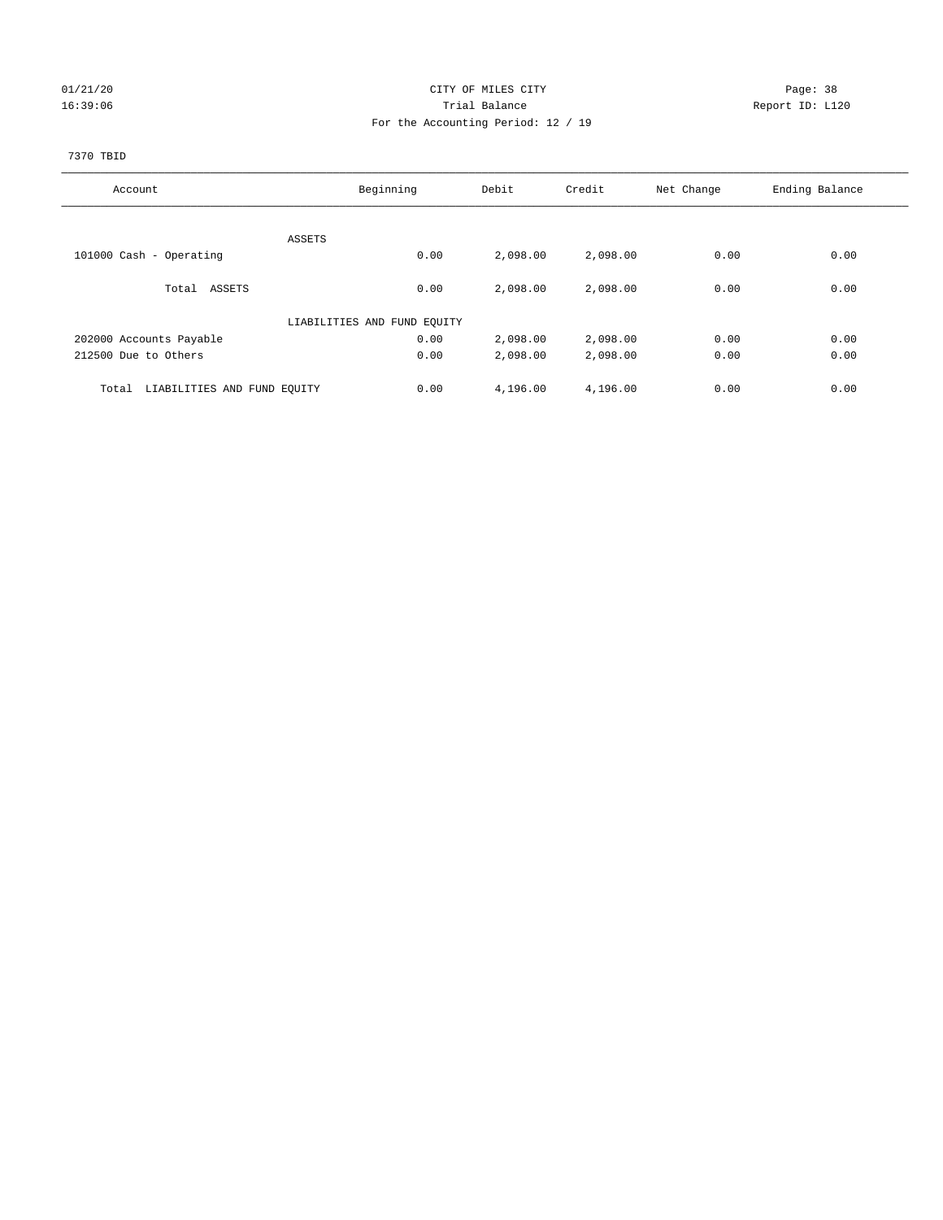CITY OF MILES CITY

Trial Balance

For the Accounting Period: 12 / 19

01/21/20
16:39:06

Report ID: L120

7370 TBID

| Account | Beginning | Debit | Credit | Net Change | Ending Balance |
|---|---|---|---|---|---|
| ASSETS | | | | | |
| 101000 Cash - Operating | 0.00 | 2,098.00 | 2,098.00 | 0.00 | 0.00 |
| Total ASSETS | 0.00 | 2,098.00 | 2,098.00 | 0.00 | 0.00 |
| LIABILITIES AND FUND EQUITY | | | | | |
| 202000 Accounts Payable | 0.00 | 2,098.00 | 2,098.00 | 0.00 | 0.00 |
| 212500 Due to Others | 0.00 | 2,098.00 | 2,098.00 | 0.00 | 0.00 |
| Total LIABILITIES AND FUND EQUITY | 0.00 | 4,196.00 | 4,196.00 | 0.00 | 0.00 |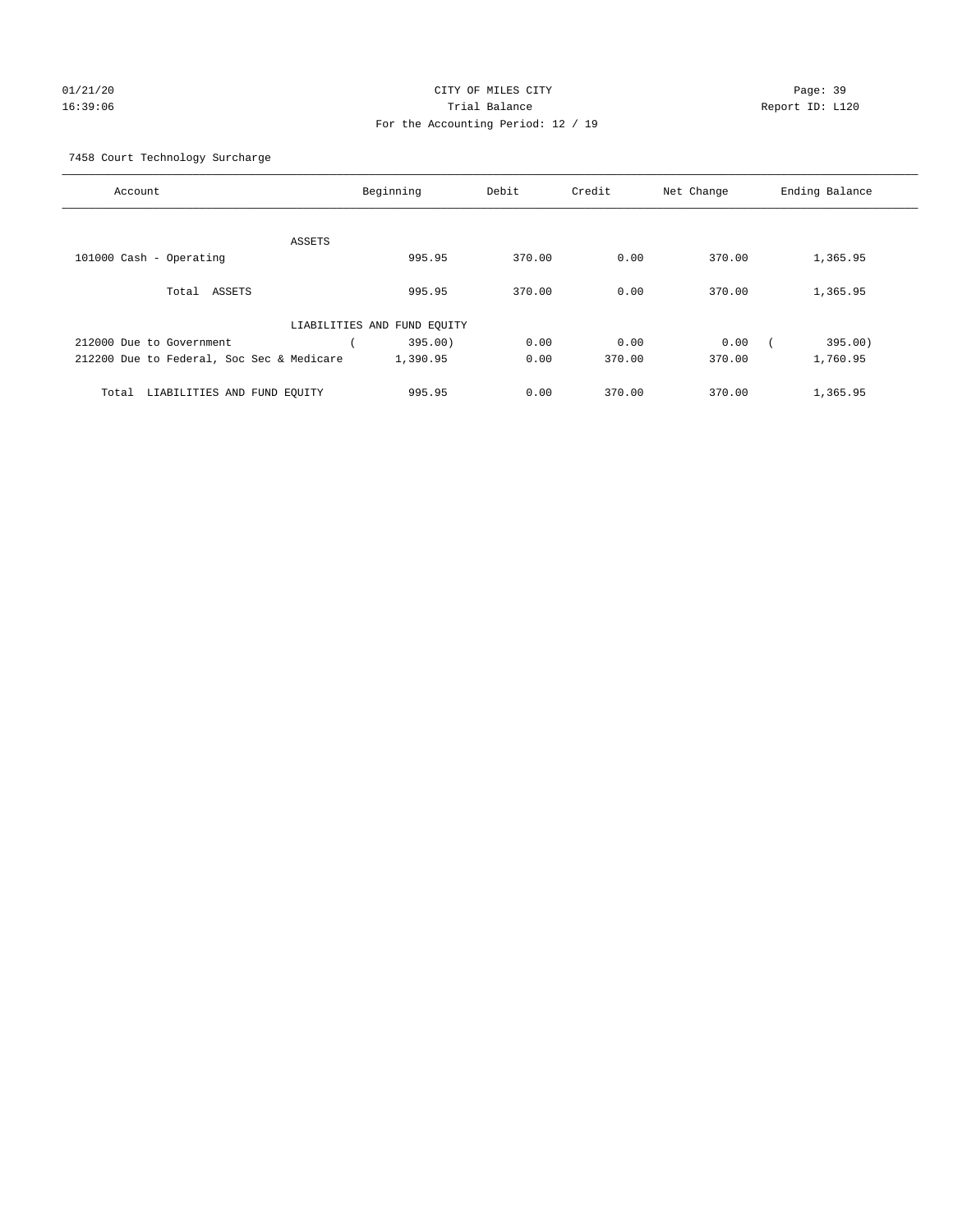CITY OF MILES CITY

Trial Balance

For the Accounting Period: 12 / 19

7458 Court Technology Surcharge

| Account | Beginning | Debit | Credit | Net Change | Ending Balance |
|---|---|---|---|---|---|
| ASSETS | | | | | |
| 101000 Cash - Operating | 995.95 | 370.00 | 0.00 | 370.00 | 1,365.95 |
| Total ASSETS | 995.95 | 370.00 | 0.00 | 370.00 | 1,365.95 |
| LIABILITIES AND FUND EQUITY | | | | | |
| 212000 Due to Government | ( 395.00) | 0.00 | 0.00 | 0.00 | ( 395.00) |
| 212200 Due to Federal, Soc Sec & Medicare | 1,390.95 | 0.00 | 370.00 | 370.00 | 1,760.95 |
| Total LIABILITIES AND FUND EQUITY | 995.95 | 0.00 | 370.00 | 370.00 | 1,365.95 |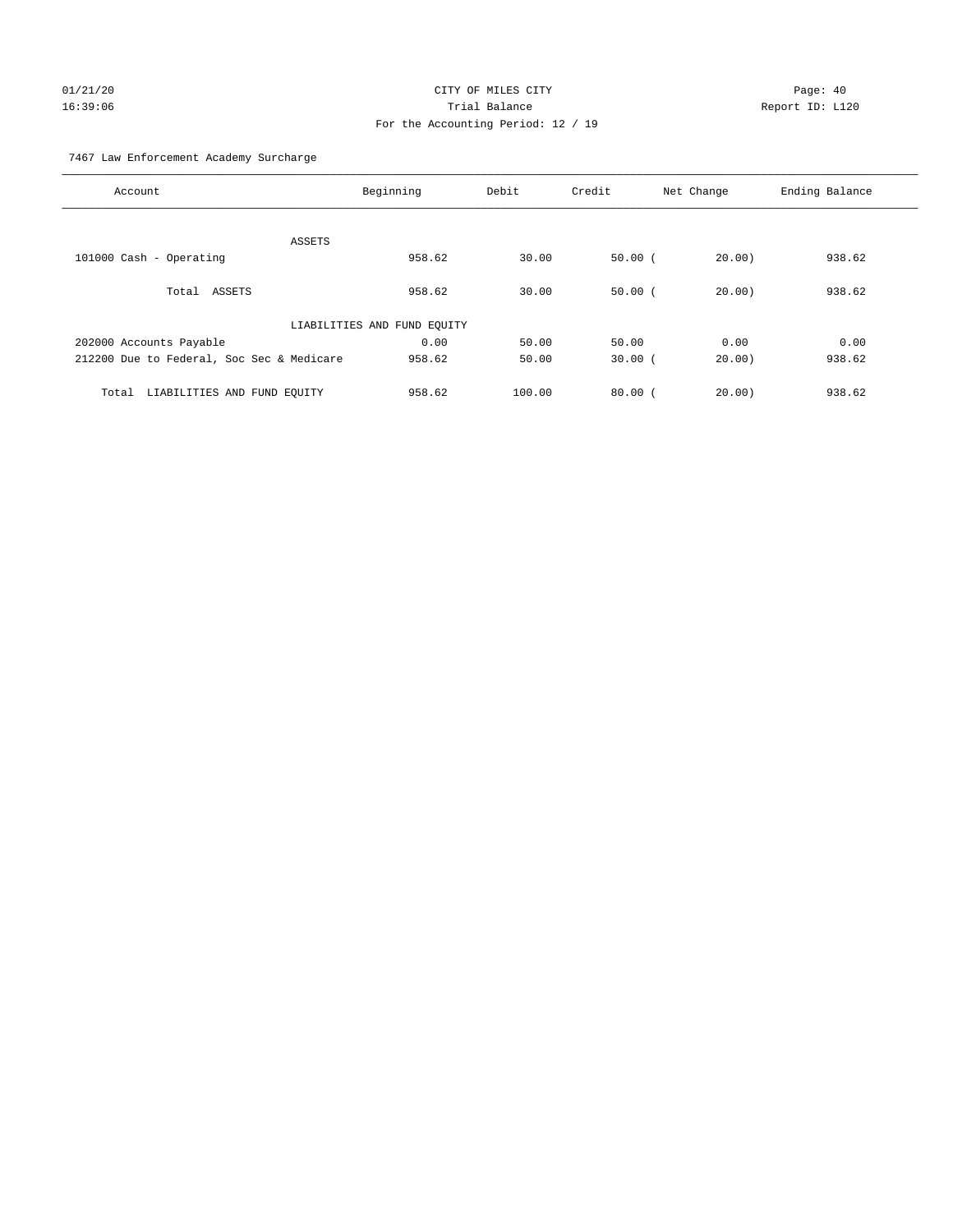CITY OF MILES CITY
Trial Balance
For the Accounting Period: 12 / 19

01/21/20
16:39:06

Report ID: L120

7467 Law Enforcement Academy Surcharge

| Account | Beginning | Debit | Credit | Net Change | Ending Balance |
|---|---|---|---|---|---|
| ASSETS | | | | | |
| 101000 Cash - Operating | 958.62 | 30.00 | 50.00 | ( 20.00) | 938.62 |
| Total ASSETS | 958.62 | 30.00 | 50.00 | ( 20.00) | 938.62 |
| LIABILITIES AND FUND EQUITY | | | | | |
| 202000 Accounts Payable | 0.00 | 50.00 | 50.00 | 0.00 | 0.00 |
| 212200 Due to Federal, Soc Sec & Medicare | 958.62 | 50.00 | 30.00 | ( 20.00) | 938.62 |
| Total LIABILITIES AND FUND EQUITY | 958.62 | 100.00 | 80.00 | ( 20.00) | 938.62 |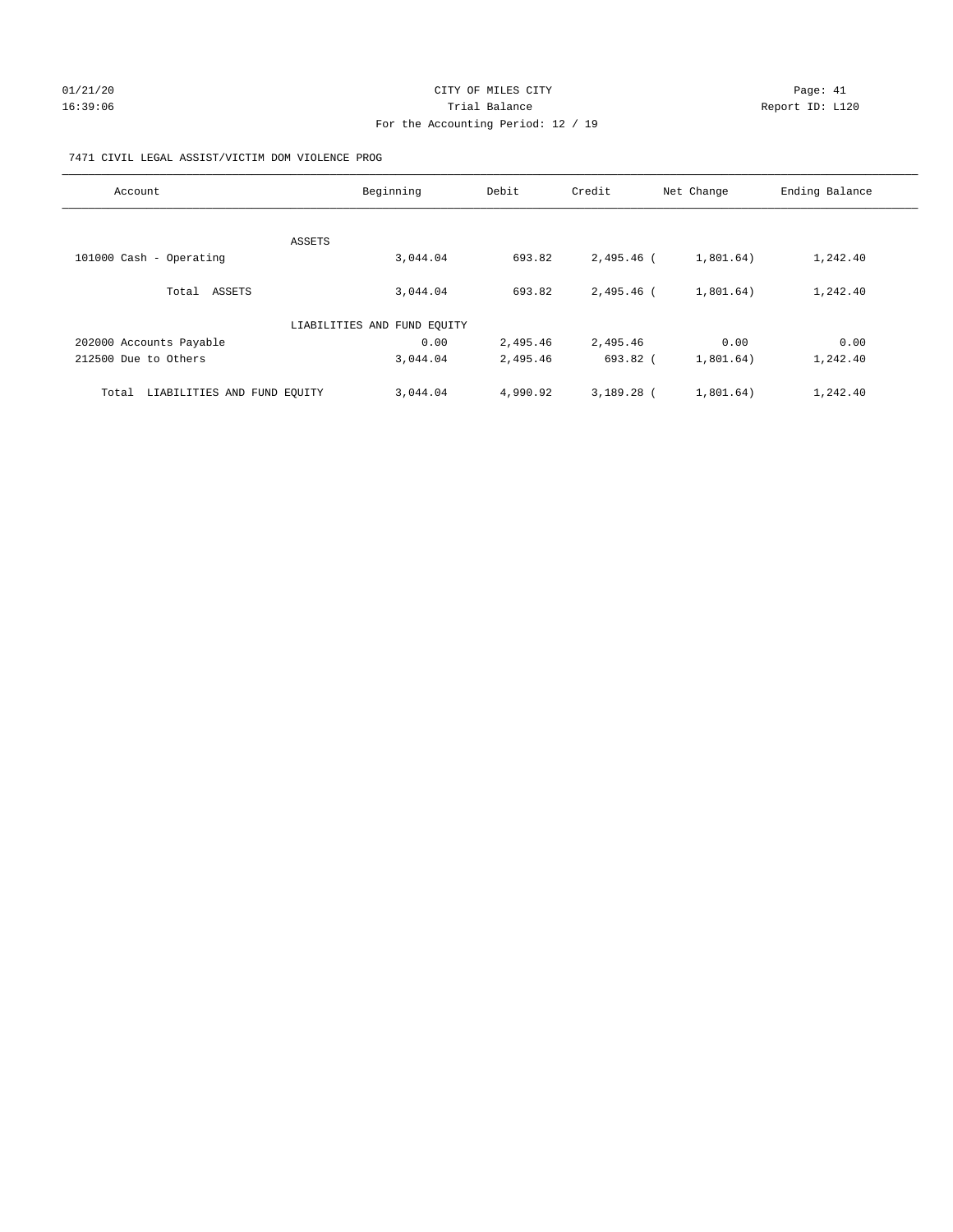CITY OF MILES CITY

Trial Balance

For the Accounting Period: 12 / 19

01/21/20 16:39:06 Report ID: L120

7471 CIVIL LEGAL ASSIST/VICTIM DOM VIOLENCE PROG

| Account | Beginning | Debit | Credit | Net Change | Ending Balance |
|---|---|---|---|---|---|
| ASSETS | | | | | |
| 101000 Cash - Operating | 3,044.04 | 693.82 | 2,495.46 | (1,801.64) | 1,242.40 |
| Total ASSETS | 3,044.04 | 693.82 | 2,495.46 | (1,801.64) | 1,242.40 |
| LIABILITIES AND FUND EQUITY | | | | | |
| 202000 Accounts Payable | 0.00 | 2,495.46 | 2,495.46 | 0.00 | 0.00 |
| 212500 Due to Others | 3,044.04 | 2,495.46 | 693.82 | (1,801.64) | 1,242.40 |
| Total LIABILITIES AND FUND EQUITY | 3,044.04 | 4,990.92 | 3,189.28 | (1,801.64) | 1,242.40 |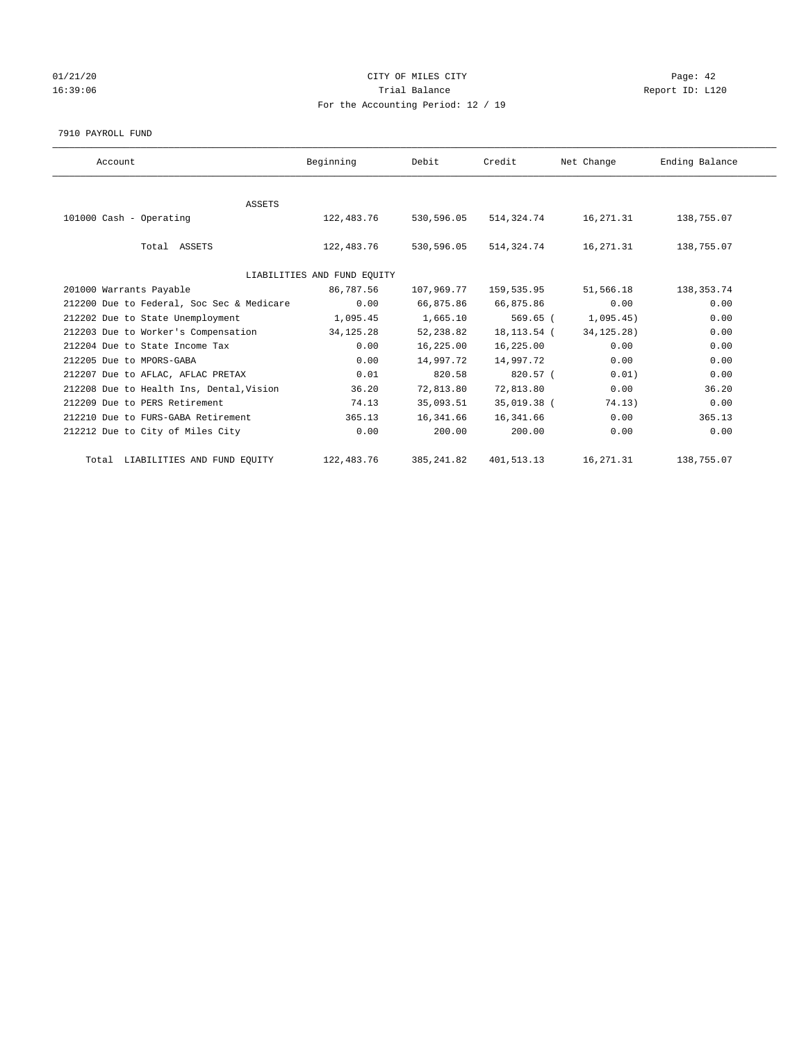CITY OF MILES CITY

Trial Balance

For the Accounting Period: 12 / 19

01/21/20 16:39:06

Page: 42 Report ID: L120

7910 PAYROLL FUND

| Account | Beginning | Debit | Credit | Net Change | Ending Balance |
|---|---|---|---|---|---|
| ASSETS | | | | | |
| 101000 Cash - Operating | 122,483.76 | 530,596.05 | 514,324.74 | 16,271.31 | 138,755.07 |
| Total ASSETS | 122,483.76 | 530,596.05 | 514,324.74 | 16,271.31 | 138,755.07 |
| LIABILITIES AND FUND EQUITY | | | | | |
| 201000 Warrants Payable | 86,787.56 | 107,969.77 | 159,535.95 | 51,566.18 | 138,353.74 |
| 212200 Due to Federal, Soc Sec & Medicare | 0.00 | 66,875.86 | 66,875.86 | 0.00 | 0.00 |
| 212202 Due to State Unemployment | 1,095.45 | 1,665.10 | 569.65 | ( 1,095.45) | 0.00 |
| 212203 Due to Worker's Compensation | 34,125.28 | 52,238.82 | 18,113.54 | ( 34,125.28) | 0.00 |
| 212204 Due to State Income Tax | 0.00 | 16,225.00 | 16,225.00 | 0.00 | 0.00 |
| 212205 Due to MPORS-GABA | 0.00 | 14,997.72 | 14,997.72 | 0.00 | 0.00 |
| 212207 Due to AFLAC, AFLAC PRETAX | 0.01 | 820.58 | 820.57 | ( 0.01) | 0.00 |
| 212208 Due to Health Ins, Dental,Vision | 36.20 | 72,813.80 | 72,813.80 | 0.00 | 36.20 |
| 212209 Due to PERS Retirement | 74.13 | 35,093.51 | 35,019.38 | ( 74.13) | 0.00 |
| 212210 Due to FURS-GABA Retirement | 365.13 | 16,341.66 | 16,341.66 | 0.00 | 365.13 |
| 212212 Due to City of Miles City | 0.00 | 200.00 | 200.00 | 0.00 | 0.00 |
| Total LIABILITIES AND FUND EQUITY | 122,483.76 | 385,241.82 | 401,513.13 | 16,271.31 | 138,755.07 |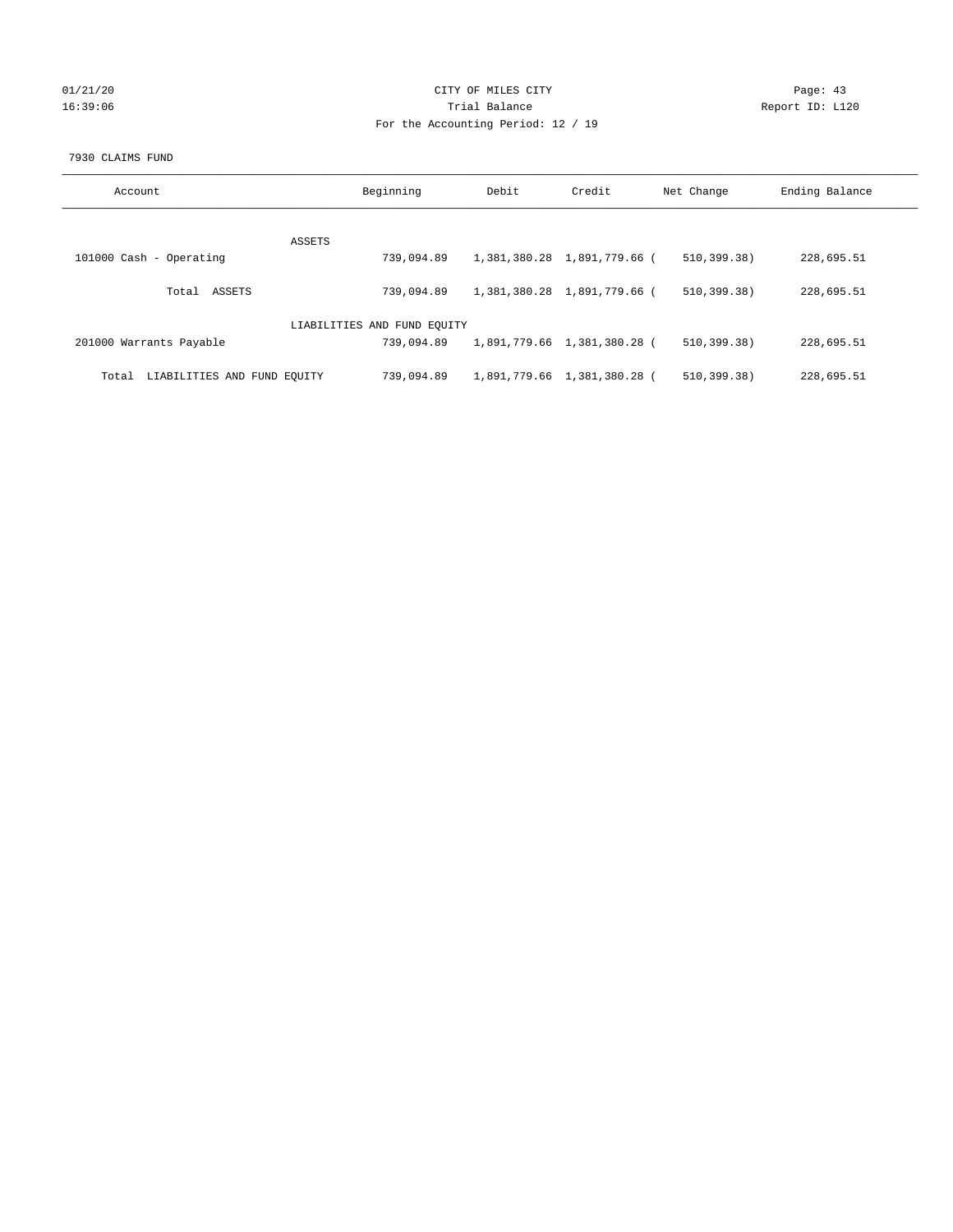CITY OF MILES CITY
Trial Balance
For the Accounting Period: 12 / 19

01/21/20
16:39:06

Report ID: L120

7930 CLAIMS FUND

| Account | Beginning | Debit | Credit | Net Change | Ending Balance |
|---|---|---|---|---|---|
| ASSETS | | | | | |
| 101000 Cash - Operating | 739,094.89 | 1,381,380.28 | 1,891,779.66 | ( 510,399.38) | 228,695.51 |
| Total ASSETS | 739,094.89 | 1,381,380.28 | 1,891,779.66 | ( 510,399.38) | 228,695.51 |
| LIABILITIES AND FUND EQUITY | | | | | |
| 201000 Warrants Payable | 739,094.89 | 1,891,779.66 | 1,381,380.28 | ( 510,399.38) | 228,695.51 |
| Total LIABILITIES AND FUND EQUITY | 739,094.89 | 1,891,779.66 | 1,381,380.28 | ( 510,399.38) | 228,695.51 |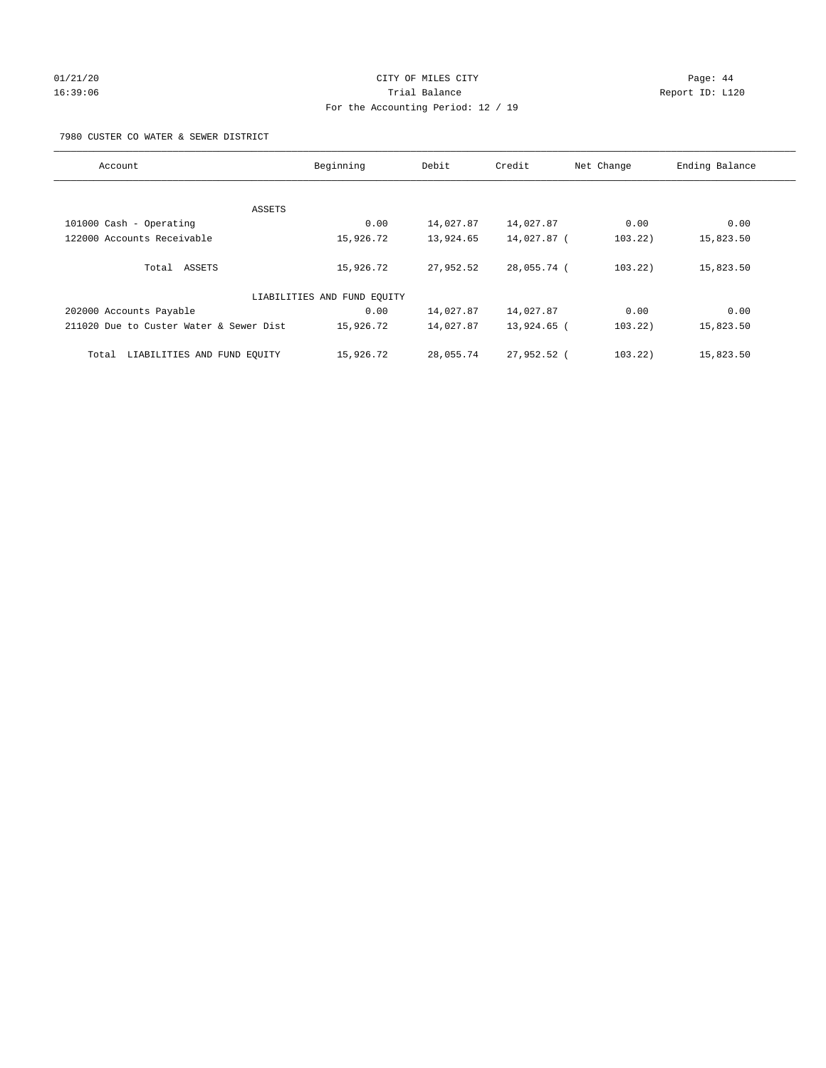CITY OF MILES CITY
Trial Balance
For the Accounting Period: 12 / 19

7980 CUSTER CO WATER & SEWER DISTRICT

| Account | Beginning | Debit | Credit | Net Change | Ending Balance |
|---|---|---|---|---|---|
| ASSETS | | | | | |
| 101000 Cash - Operating | 0.00 | 14,027.87 | 14,027.87 | 0.00 | 0.00 |
| 122000 Accounts Receivable | 15,926.72 | 13,924.65 | 14,027.87 | (103.22) | 15,823.50 |
| Total ASSETS | 15,926.72 | 27,952.52 | 28,055.74 | (103.22) | 15,823.50 |
| LIABILITIES AND FUND EQUITY | | | | | |
| 202000 Accounts Payable | 0.00 | 14,027.87 | 14,027.87 | 0.00 | 0.00 |
| 211020 Due to Custer Water & Sewer Dist | 15,926.72 | 14,027.87 | 13,924.65 | (103.22) | 15,823.50 |
| Total LIABILITIES AND FUND EQUITY | 15,926.72 | 28,055.74 | 27,952.52 | (103.22) | 15,823.50 |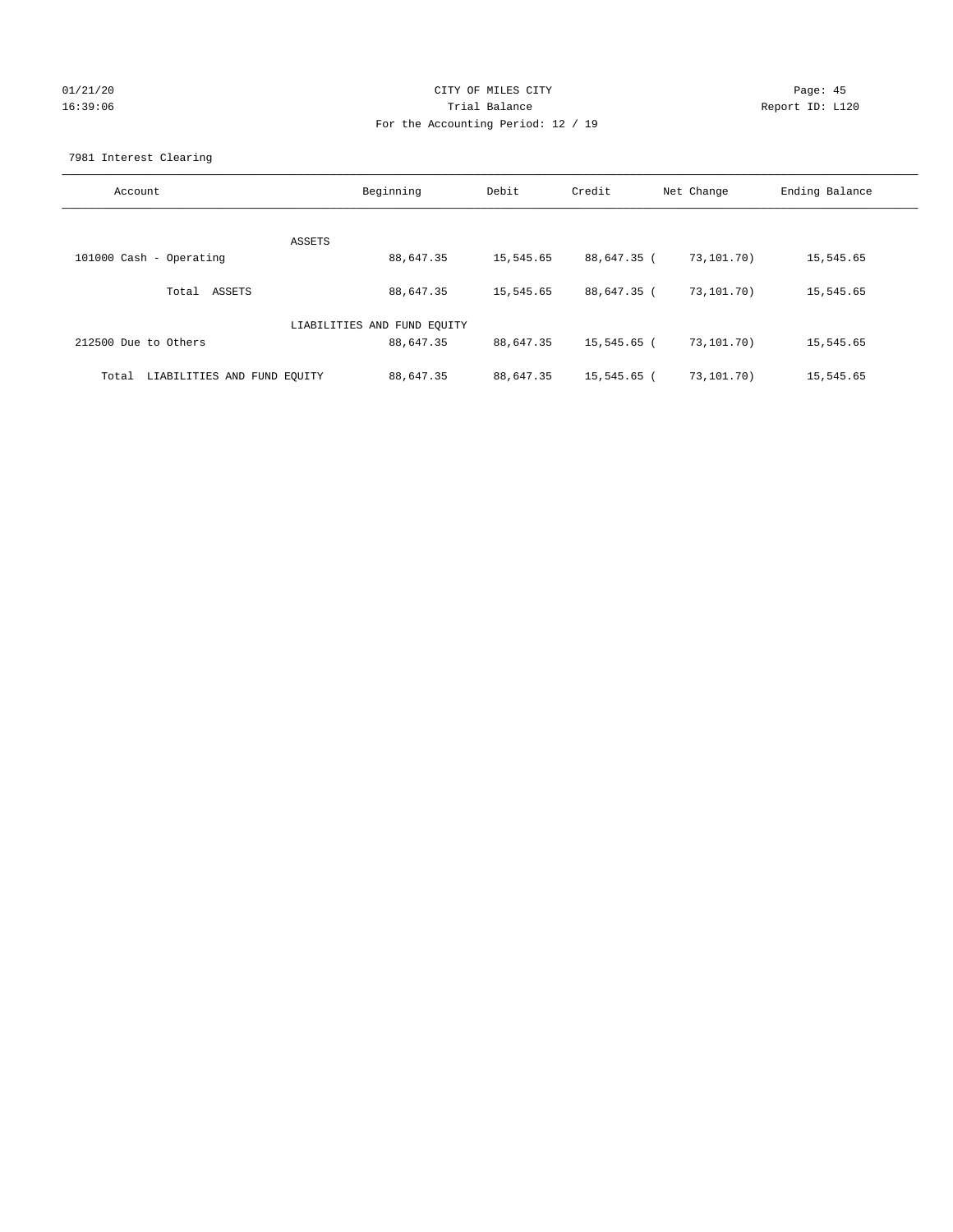CITY OF MILES CITY
Trial Balance
For the Accounting Period: 12 / 19

01/21/20
16:39:06

Page: 45
Report ID: L120

7981 Interest Clearing

| Account | Beginning | Debit | Credit | Net Change | Ending Balance |
|---|---|---|---|---|---|
| ASSETS | | | | | |
| 101000 Cash - Operating | 88,647.35 | 15,545.65 | 88,647.35 | ( 73,101.70) | 15,545.65 |
| Total ASSETS | 88,647.35 | 15,545.65 | 88,647.35 | ( 73,101.70) | 15,545.65 |
| LIABILITIES AND FUND EQUITY | | | | | |
| 212500 Due to Others | 88,647.35 | 88,647.35 | 15,545.65 | ( 73,101.70) | 15,545.65 |
| Total LIABILITIES AND FUND EQUITY | 88,647.35 | 88,647.35 | 15,545.65 | ( 73,101.70) | 15,545.65 |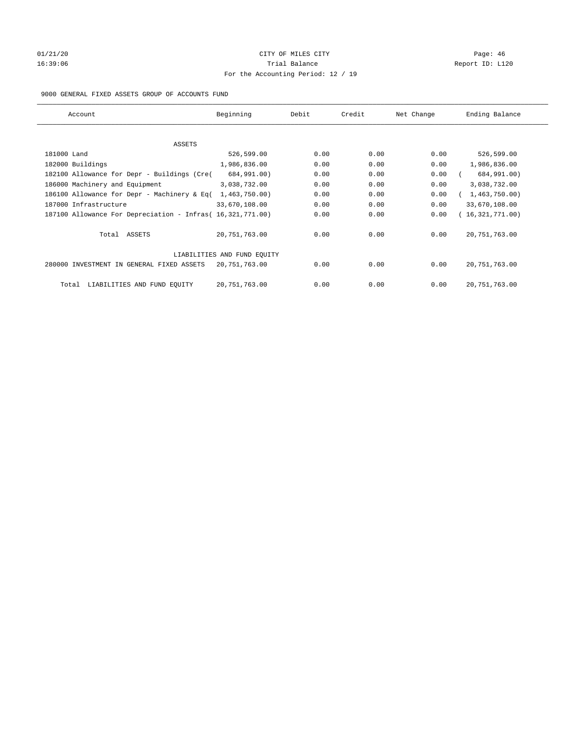CITY OF MILES CITY

Trial Balance

For the Accounting Period: 12 / 19

9000 GENERAL FIXED ASSETS GROUP OF ACCOUNTS FUND

| Account | Beginning | Debit | Credit | Net Change | Ending Balance |
|---|---|---|---|---|---|
| ASSETS | | | | | |
| 181000 Land | 526,599.00 | 0.00 | 0.00 | 0.00 | 526,599.00 |
| 182000 Buildings | 1,986,836.00 | 0.00 | 0.00 | 0.00 | 1,986,836.00 |
| 182100 Allowance for Depr - Buildings (Cre( | 684,991.00) | 0.00 | 0.00 | 0.00 | ( 684,991.00) |
| 186000 Machinery and Equipment | 3,038,732.00 | 0.00 | 0.00 | 0.00 | 3,038,732.00 |
| 186100 Allowance for Depr - Machinery & Eq( | 1,463,750.00) | 0.00 | 0.00 | 0.00 | ( 1,463,750.00) |
| 187000 Infrastructure | 33,670,108.00 | 0.00 | 0.00 | 0.00 | 33,670,108.00 |
| 187100 Allowance For Depreciation - Infras( | 16,321,771.00) | 0.00 | 0.00 | 0.00 | ( 16,321,771.00) |
| Total ASSETS | 20,751,763.00 | 0.00 | 0.00 | 0.00 | 20,751,763.00 |
| LIABILITIES AND FUND EQUITY | | | | | |
| 280000 INVESTMENT IN GENERAL FIXED ASSETS | 20,751,763.00 | 0.00 | 0.00 | 0.00 | 20,751,763.00 |
| Total LIABILITIES AND FUND EQUITY | 20,751,763.00 | 0.00 | 0.00 | 0.00 | 20,751,763.00 |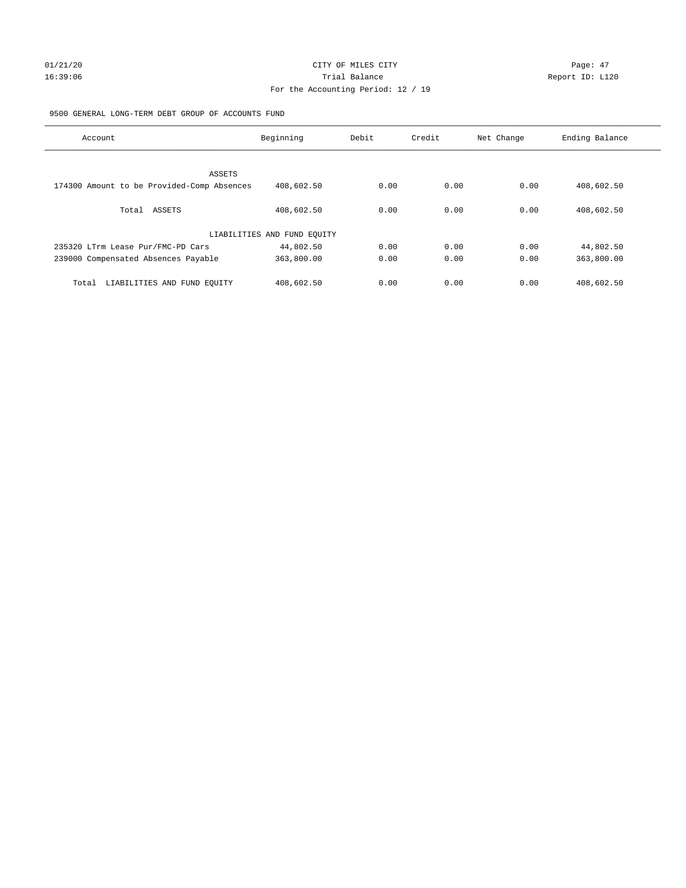CITY OF MILES CITY

Trial Balance

For the Accounting Period: 12 / 19

01/21/20 16:39:06 Report ID: L120

9500 GENERAL LONG-TERM DEBT GROUP OF ACCOUNTS FUND

| Account | Beginning | Debit | Credit | Net Change | Ending Balance |
|---|---|---|---|---|---|
| ASSETS | | | | | |
| 174300 Amount to be Provided-Comp Absences | 408,602.50 | 0.00 | 0.00 | 0.00 | 408,602.50 |
| Total ASSETS | 408,602.50 | 0.00 | 0.00 | 0.00 | 408,602.50 |
| LIABILITIES AND FUND EQUITY | | | | | |
| 235320 LTrm Lease Pur/FMC-PD Cars | 44,802.50 | 0.00 | 0.00 | 0.00 | 44,802.50 |
| 239000 Compensated Absences Payable | 363,800.00 | 0.00 | 0.00 | 0.00 | 363,800.00 |
| Total LIABILITIES AND FUND EQUITY | 408,602.50 | 0.00 | 0.00 | 0.00 | 408,602.50 |